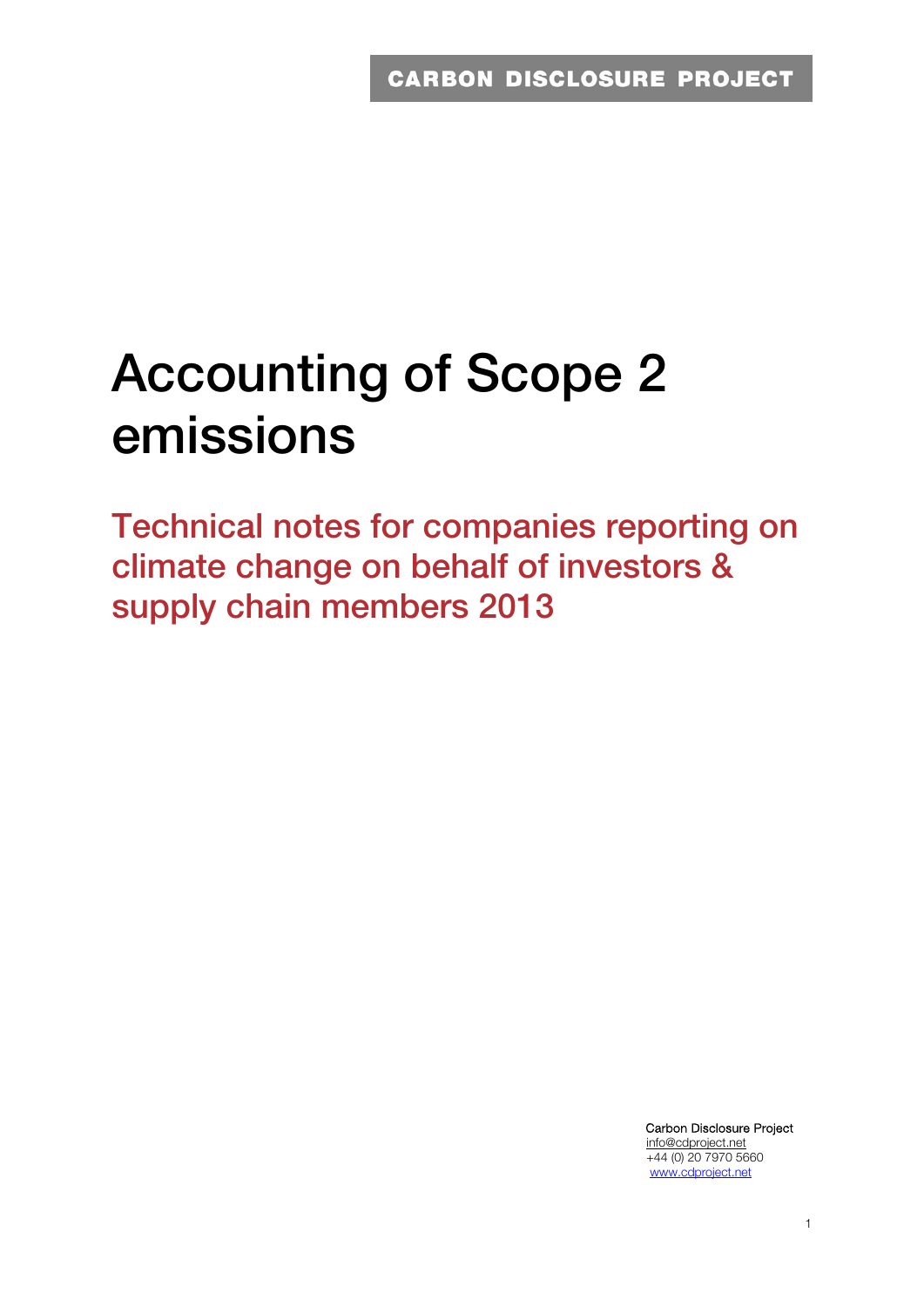CARBON DISCLOSURE PROJECT

# Accounting of Scope 2 emissions

## Technical notes for companies reporting on climate change on behalf of investors & supply chain members 2013

Carbon Disclosure Project
info@cdproject.net
+44 (0) 20 7970 5660
www.cdproject.net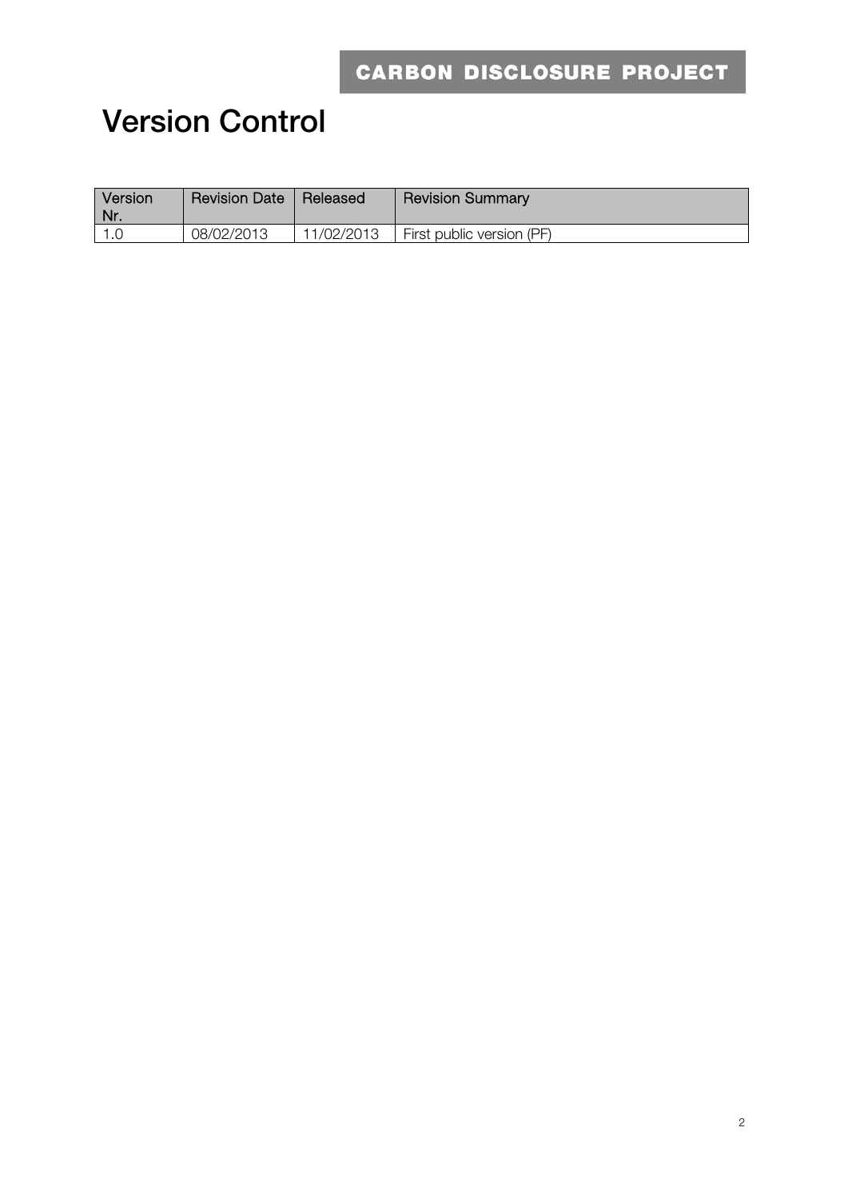# Version Control

| Version Nr. | Revision Date | Released | Revision Summary |
|---|---|---|---|
| 1.0 | 08/02/2013 | 11/02/2013 | First public version (PF) |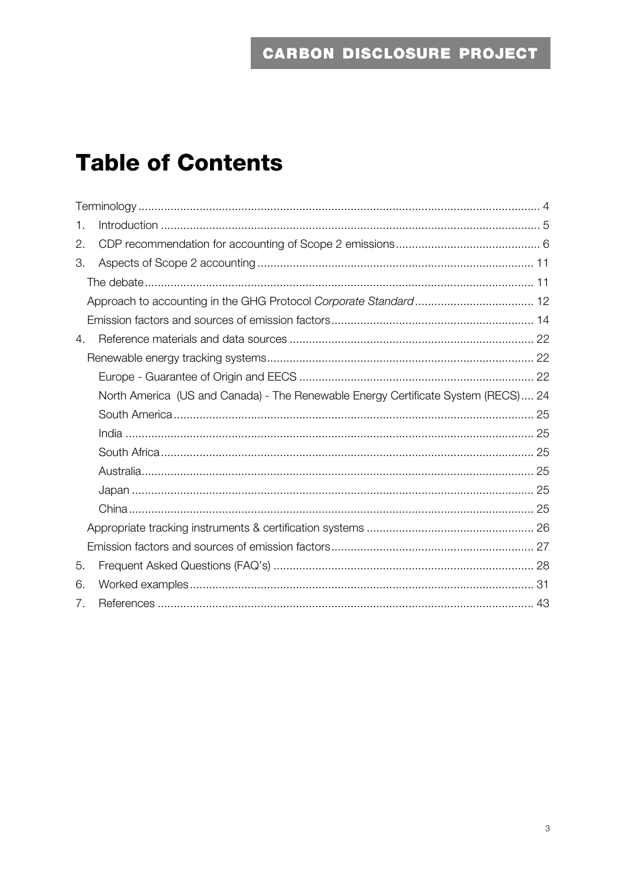# Table of Contents

Terminology ........................................................................................................................ 4

1. Introduction ..................................................................................................................... 5
2. CDP recommendation for accounting of Scope 2 emissions ............................................ 6
3. Aspects of Scope 2 accounting ..................................................................................... 11
   - The debate ..................................................................................................................... 11
   - Approach to accounting in the GHG Protocol *Corporate Standard* ..................................... 12
   - Emission factors and sources of emission factors ............................................................... 14
4. Reference materials and data sources ........................................................................... 22
   - Renewable energy tracking systems .................................................................................. 22
     - Europe - Guarantee of Origin and EECS ........................................................................ 22
     - North America (US and Canada) - The Renewable Energy Certificate System (RECS) .... 24
     - South America ............................................................................................................... 25
     - India .............................................................................................................................. 25
     - South Africa ................................................................................................................... 25
     - Australia ......................................................................................................................... 25
     - Japan ............................................................................................................................ 25
     - China ............................................................................................................................. 25
   - Appropriate tracking instruments & certification systems ................................................... 26
   - Emission factors and sources of emission factors ............................................................... 27
5. Frequent Asked Questions (FAQ's) ................................................................................ 28
6. Worked examples .......................................................................................................... 31
7. References .................................................................................................................... 43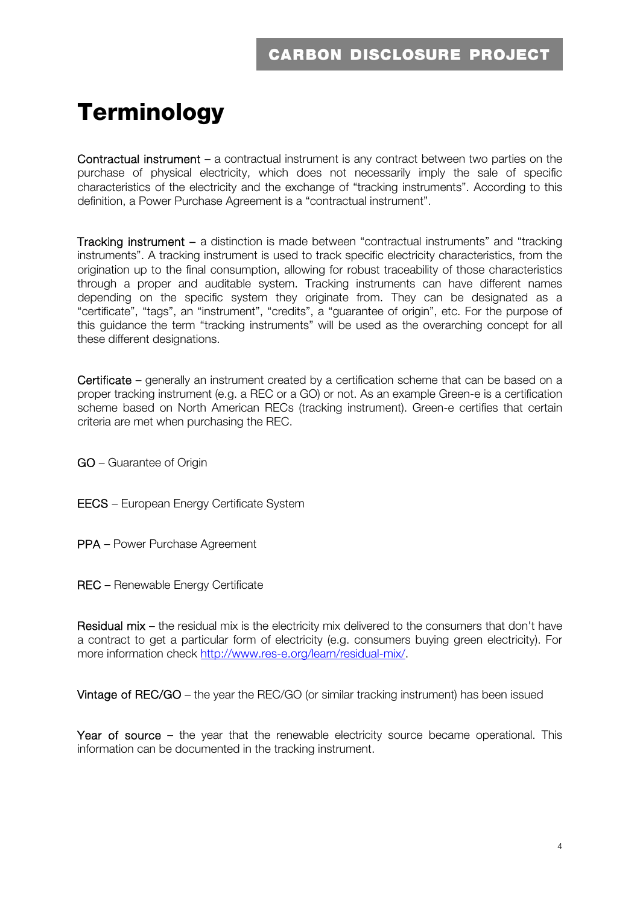# Terminology

Contractual instrument – a contractual instrument is any contract between two parties on the purchase of physical electricity, which does not necessarily imply the sale of specific characteristics of the electricity and the exchange of "tracking instruments". According to this definition, a Power Purchase Agreement is a "contractual instrument".

Tracking instrument – a distinction is made between "contractual instruments" and "tracking instruments". A tracking instrument is used to track specific electricity characteristics, from the origination up to the final consumption, allowing for robust traceability of those characteristics through a proper and auditable system. Tracking instruments can have different names depending on the specific system they originate from. They can be designated as a "certificate", "tags", an "instrument", "credits", a "guarantee of origin", etc. For the purpose of this guidance the term "tracking instruments" will be used as the overarching concept for all these different designations.

Certificate – generally an instrument created by a certification scheme that can be based on a proper tracking instrument (e.g. a REC or a GO) or not. As an example Green-e is a certification scheme based on North American RECs (tracking instrument). Green-e certifies that certain criteria are met when purchasing the REC.

GO – Guarantee of Origin

EECS – European Energy Certificate System

PPA – Power Purchase Agreement

REC – Renewable Energy Certificate

Residual mix – the residual mix is the electricity mix delivered to the consumers that don't have a contract to get a particular form of electricity (e.g. consumers buying green electricity). For more information check http://www.res-e.org/learn/residual-mix/.

Vintage of REC/GO – the year the REC/GO (or similar tracking instrument) has been issued

Year of source – the year that the renewable electricity source became operational. This information can be documented in the tracking instrument.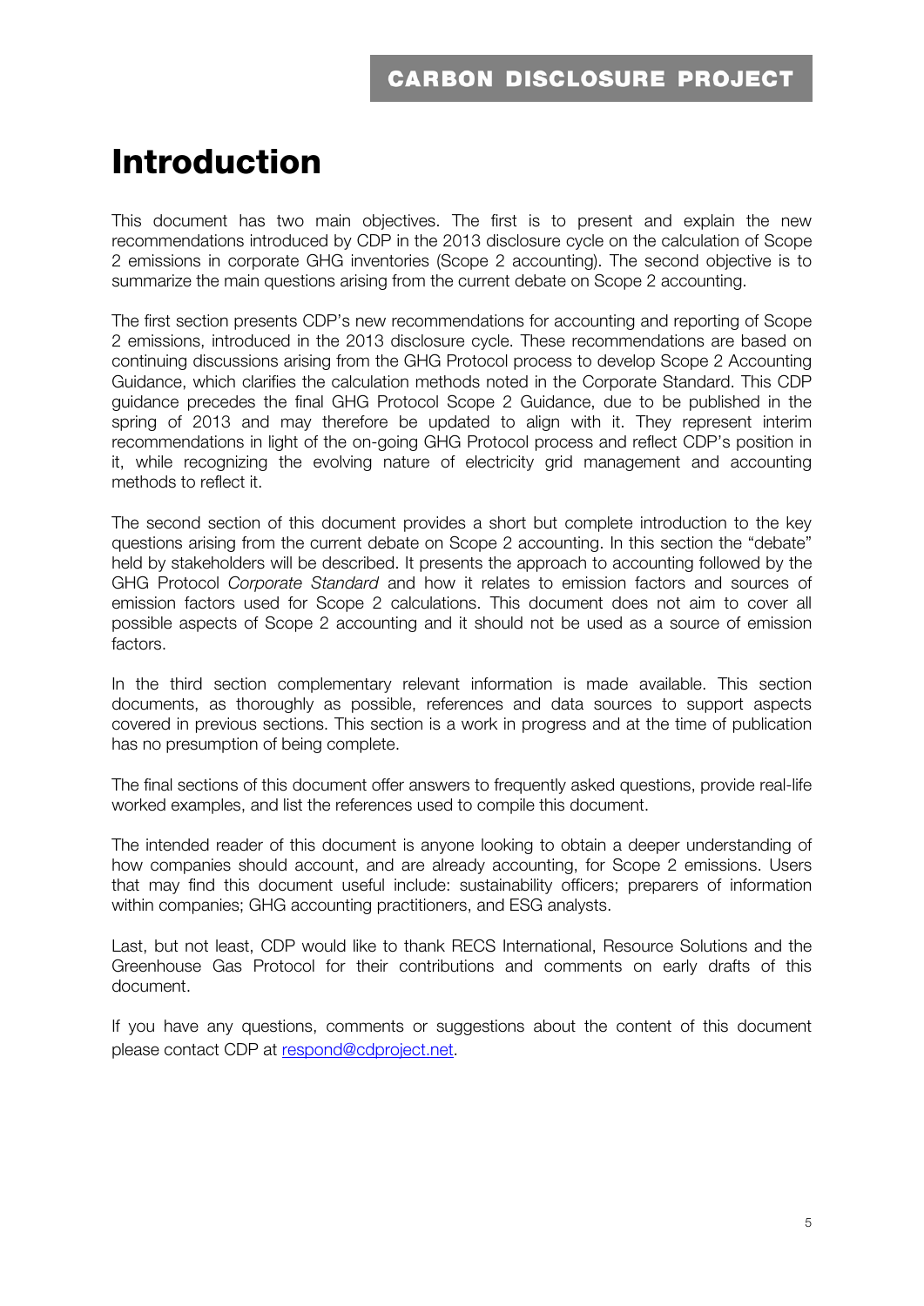# Introduction

This document has two main objectives. The first is to present and explain the new recommendations introduced by CDP in the 2013 disclosure cycle on the calculation of Scope 2 emissions in corporate GHG inventories (Scope 2 accounting). The second objective is to summarize the main questions arising from the current debate on Scope 2 accounting.

The first section presents CDP's new recommendations for accounting and reporting of Scope 2 emissions, introduced in the 2013 disclosure cycle. These recommendations are based on continuing discussions arising from the GHG Protocol process to develop Scope 2 Accounting Guidance, which clarifies the calculation methods noted in the Corporate Standard. This CDP guidance precedes the final GHG Protocol Scope 2 Guidance, due to be published in the spring of 2013 and may therefore be updated to align with it. They represent interim recommendations in light of the on-going GHG Protocol process and reflect CDP's position in it, while recognizing the evolving nature of electricity grid management and accounting methods to reflect it.

The second section of this document provides a short but complete introduction to the key questions arising from the current debate on Scope 2 accounting. In this section the "debate" held by stakeholders will be described. It presents the approach to accounting followed by the GHG Protocol *Corporate Standard* and how it relates to emission factors and sources of emission factors used for Scope 2 calculations. This document does not aim to cover all possible aspects of Scope 2 accounting and it should not be used as a source of emission factors.

In the third section complementary relevant information is made available. This section documents, as thoroughly as possible, references and data sources to support aspects covered in previous sections. This section is a work in progress and at the time of publication has no presumption of being complete.

The final sections of this document offer answers to frequently asked questions, provide real-life worked examples, and list the references used to compile this document.

The intended reader of this document is anyone looking to obtain a deeper understanding of how companies should account, and are already accounting, for Scope 2 emissions. Users that may find this document useful include: sustainability officers; preparers of information within companies; GHG accounting practitioners, and ESG analysts.

Last, but not least, CDP would like to thank RECS International, Resource Solutions and the Greenhouse Gas Protocol for their contributions and comments on early drafts of this document.

If you have any questions, comments or suggestions about the content of this document please contact CDP at respond@cdproject.net.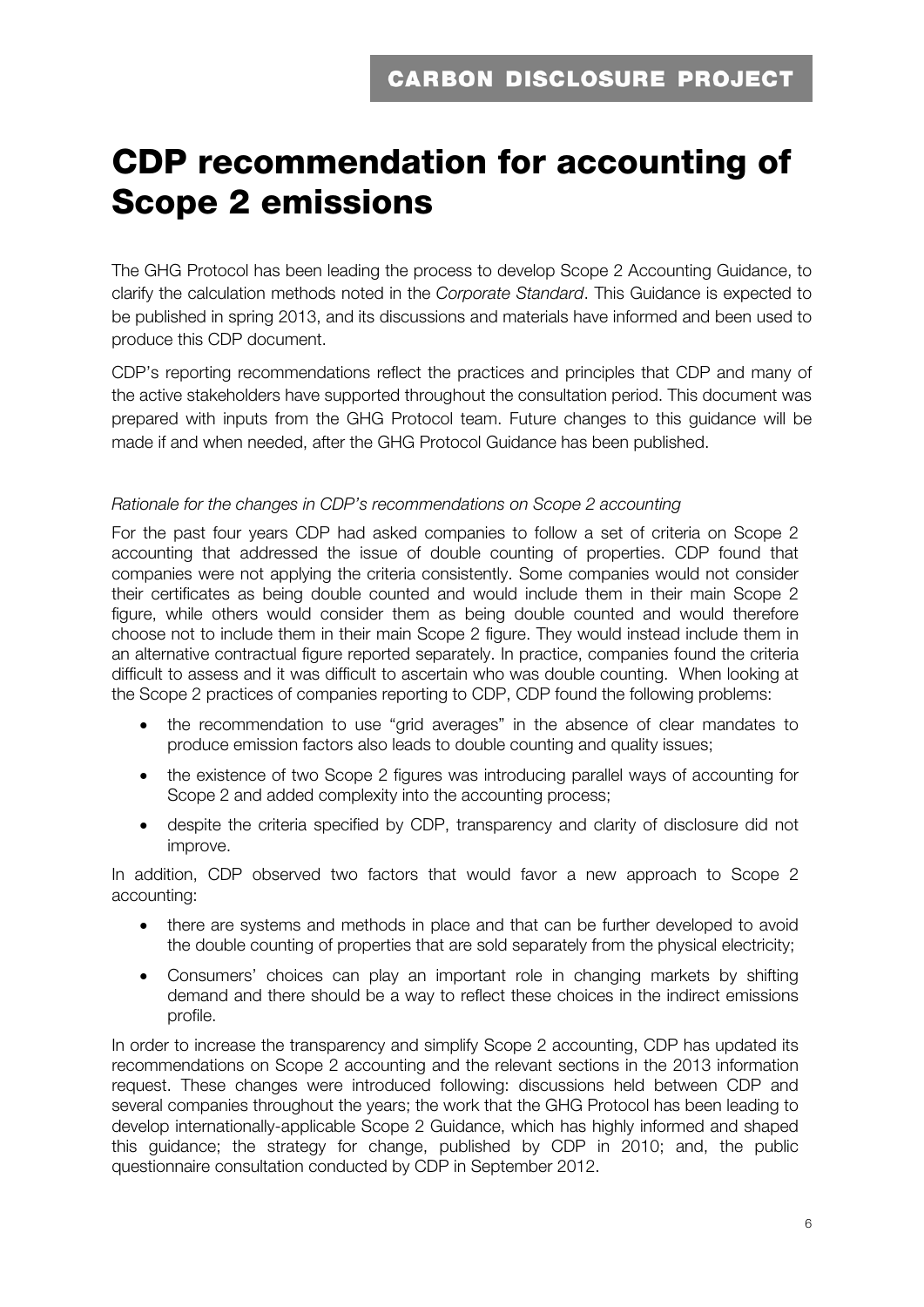# CDP recommendation for accounting of Scope 2 emissions

The GHG Protocol has been leading the process to develop Scope 2 Accounting Guidance, to clarify the calculation methods noted in the *Corporate Standard*. This Guidance is expected to be published in spring 2013, and its discussions and materials have informed and been used to produce this CDP document.

CDP's reporting recommendations reflect the practices and principles that CDP and many of the active stakeholders have supported throughout the consultation period. This document was prepared with inputs from the GHG Protocol team. Future changes to this guidance will be made if and when needed, after the GHG Protocol Guidance has been published.

*Rationale for the changes in CDP's recommendations on Scope 2 accounting*

For the past four years CDP had asked companies to follow a set of criteria on Scope 2 accounting that addressed the issue of double counting of properties. CDP found that companies were not applying the criteria consistently. Some companies would not consider their certificates as being double counted and would include them in their main Scope 2 figure, while others would consider them as being double counted and would therefore choose not to include them in their main Scope 2 figure. They would instead include them in an alternative contractual figure reported separately. In practice, companies found the criteria difficult to assess and it was difficult to ascertain who was double counting. When looking at the Scope 2 practices of companies reporting to CDP, CDP found the following problems:

- the recommendation to use "grid averages" in the absence of clear mandates to produce emission factors also leads to double counting and quality issues;
- the existence of two Scope 2 figures was introducing parallel ways of accounting for Scope 2 and added complexity into the accounting process;
- despite the criteria specified by CDP, transparency and clarity of disclosure did not improve.

In addition, CDP observed two factors that would favor a new approach to Scope 2 accounting:

- there are systems and methods in place and that can be further developed to avoid the double counting of properties that are sold separately from the physical electricity;
- Consumers' choices can play an important role in changing markets by shifting demand and there should be a way to reflect these choices in the indirect emissions profile.

In order to increase the transparency and simplify Scope 2 accounting, CDP has updated its recommendations on Scope 2 accounting and the relevant sections in the 2013 information request. These changes were introduced following: discussions held between CDP and several companies throughout the years; the work that the GHG Protocol has been leading to develop internationally-applicable Scope 2 Guidance, which has highly informed and shaped this guidance; the strategy for change, published by CDP in 2010; and, the public questionnaire consultation conducted by CDP in September 2012.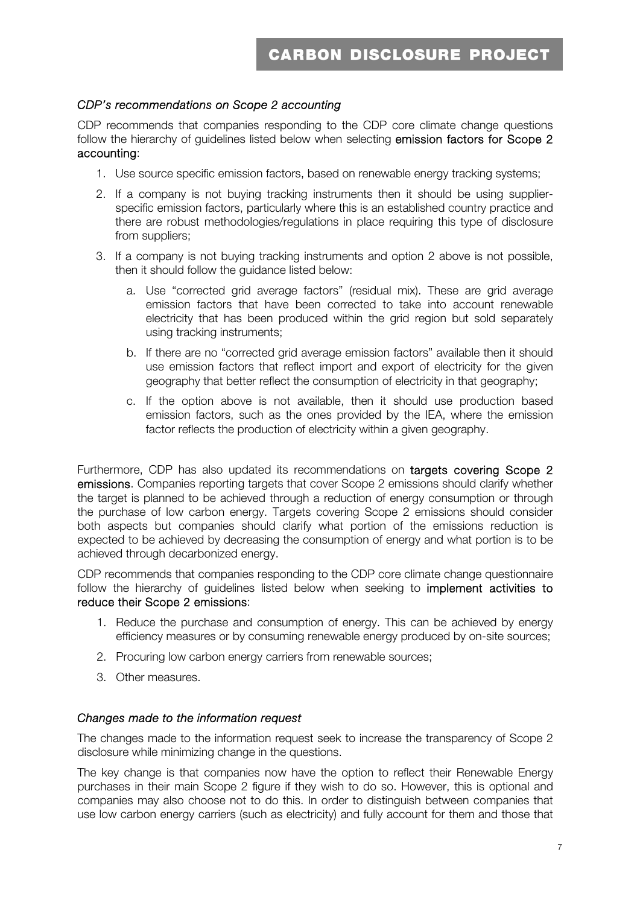*CDP's recommendations on Scope 2 accounting*

CDP recommends that companies responding to the CDP core climate change questions follow the hierarchy of guidelines listed below when selecting **emission factors for Scope 2 accounting**:

1. Use source specific emission factors, based on renewable energy tracking systems;
2. If a company is not buying tracking instruments then it should be using supplier-specific emission factors, particularly where this is an established country practice and there are robust methodologies/regulations in place requiring this type of disclosure from suppliers;
3. If a company is not buying tracking instruments and option 2 above is not possible, then it should follow the guidance listed below:
   a. Use "corrected grid average factors" (residual mix). These are grid average emission factors that have been corrected to take into account renewable electricity that has been produced within the grid region but sold separately using tracking instruments;
   b. If there are no "corrected grid average emission factors" available then it should use emission factors that reflect import and export of electricity for the given geography that better reflect the consumption of electricity in that geography;
   c. If the option above is not available, then it should use production based emission factors, such as the ones provided by the IEA, where the emission factor reflects the production of electricity within a given geography.

Furthermore, CDP has also updated its recommendations on **targets covering Scope 2 emissions**. Companies reporting targets that cover Scope 2 emissions should clarify whether the target is planned to be achieved through a reduction of energy consumption or through the purchase of low carbon energy. Targets covering Scope 2 emissions should consider both aspects but companies should clarify what portion of the emissions reduction is expected to be achieved by decreasing the consumption of energy and what portion is to be achieved through decarbonized energy.

CDP recommends that companies responding to the CDP core climate change questionnaire follow the hierarchy of guidelines listed below when seeking to **implement activities to reduce their Scope 2 emissions**:

1. Reduce the purchase and consumption of energy. This can be achieved by energy efficiency measures or by consuming renewable energy produced by on-site sources;
2. Procuring low carbon energy carriers from renewable sources;
3. Other measures.

*Changes made to the information request*

The changes made to the information request seek to increase the transparency of Scope 2 disclosure while minimizing change in the questions.

The key change is that companies now have the option to reflect their Renewable Energy purchases in their main Scope 2 figure if they wish to do so. However, this is optional and companies may also choose not to do this. In order to distinguish between companies that use low carbon energy carriers (such as electricity) and fully account for them and those that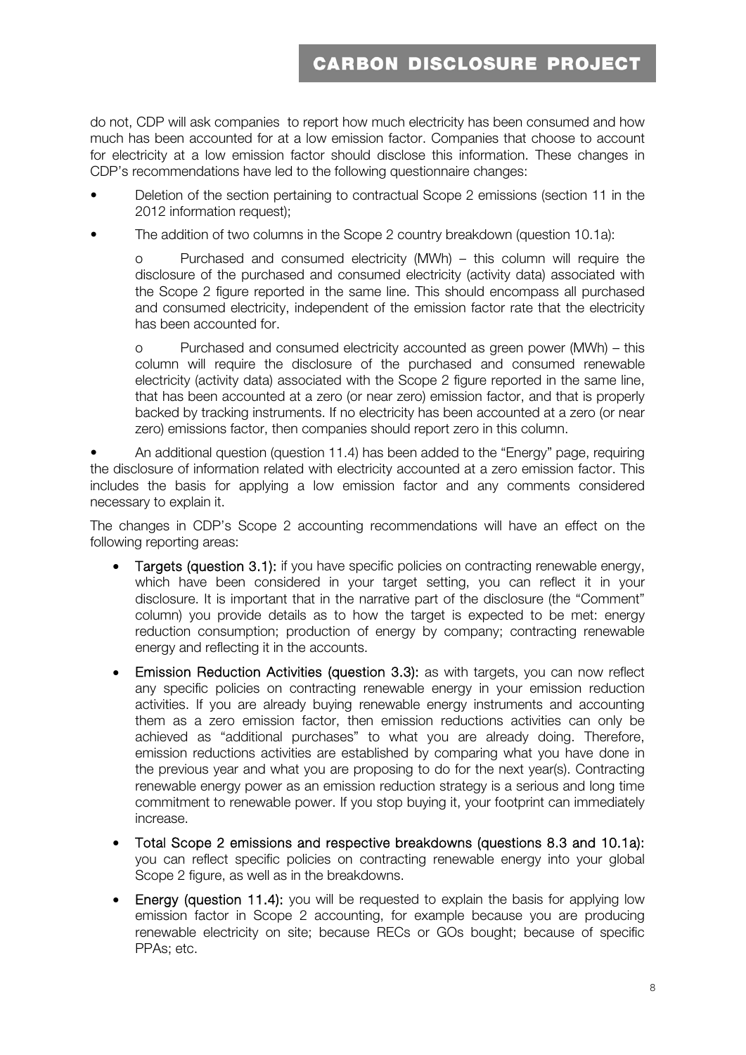do not, CDP will ask companies to report how much electricity has been consumed and how much has been accounted for at a low emission factor. Companies that choose to account for electricity at a low emission factor should disclose this information. These changes in CDP's recommendations have led to the following questionnaire changes:

- Deletion of the section pertaining to contractual Scope 2 emissions (section 11 in the 2012 information request);
- The addition of two columns in the Scope 2 country breakdown (question 10.1a):
  - Purchased and consumed electricity (MWh) – this column will require the disclosure of the purchased and consumed electricity (activity data) associated with the Scope 2 figure reported in the same line. This should encompass all purchased and consumed electricity, independent of the emission factor rate that the electricity has been accounted for.
  - Purchased and consumed electricity accounted as green power (MWh) – this column will require the disclosure of the purchased and consumed renewable electricity (activity data) associated with the Scope 2 figure reported in the same line, that has been accounted at a zero (or near zero) emission factor, and that is properly backed by tracking instruments. If no electricity has been accounted at a zero (or near zero) emissions factor, then companies should report zero in this column.
- An additional question (question 11.4) has been added to the "Energy" page, requiring the disclosure of information related with electricity accounted at a zero emission factor. This includes the basis for applying a low emission factor and any comments considered necessary to explain it.

The changes in CDP's Scope 2 accounting recommendations will have an effect on the following reporting areas:

- **Targets (question 3.1):** if you have specific policies on contracting renewable energy, which have been considered in your target setting, you can reflect it in your disclosure. It is important that in the narrative part of the disclosure (the "Comment" column) you provide details as to how the target is expected to be met: energy reduction consumption; production of energy by company; contracting renewable energy and reflecting it in the accounts.
- **Emission Reduction Activities (question 3.3):** as with targets, you can now reflect any specific policies on contracting renewable energy in your emission reduction activities. If you are already buying renewable energy instruments and accounting them as a zero emission factor, then emission reductions activities can only be achieved as "additional purchases" to what you are already doing. Therefore, emission reductions activities are established by comparing what you have done in the previous year and what you are proposing to do for the next year(s). Contracting renewable energy power as an emission reduction strategy is a serious and long time commitment to renewable power. If you stop buying it, your footprint can immediately increase.
- **Total Scope 2 emissions and respective breakdowns (questions 8.3 and 10.1a):** you can reflect specific policies on contracting renewable energy into your global Scope 2 figure, as well as in the breakdowns.
- **Energy (question 11.4):** you will be requested to explain the basis for applying low emission factor in Scope 2 accounting, for example because you are producing renewable electricity on site; because RECs or GOs bought; because of specific PPAs; etc.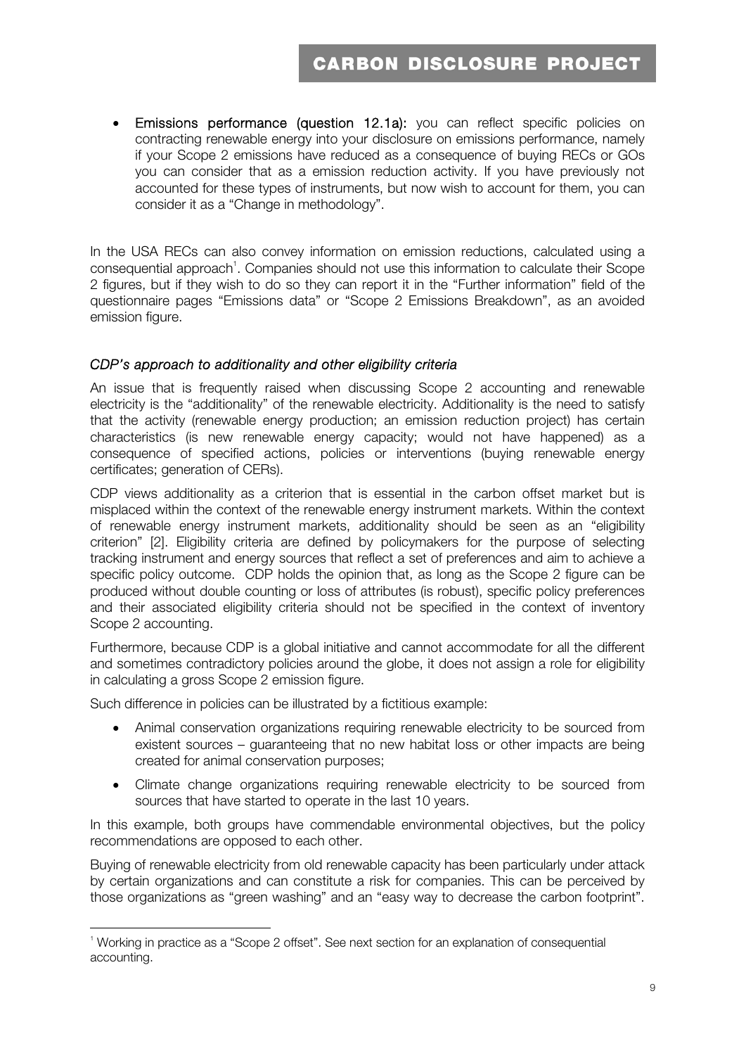- **Emissions performance (question 12.1a):** you can reflect specific policies on contracting renewable energy into your disclosure on emissions performance, namely if your Scope 2 emissions have reduced as a consequence of buying RECs or GOs you can consider that as a emission reduction activity. If you have previously not accounted for these types of instruments, but now wish to account for them, you can consider it as a "Change in methodology".

In the USA RECs can also convey information on emission reductions, calculated using a consequential approach[1]. Companies should not use this information to calculate their Scope 2 figures, but if they wish to do so they can report it in the "Further information" field of the questionnaire pages "Emissions data" or "Scope 2 Emissions Breakdown", as an avoided emission figure.

### *CDP's approach to additionality and other eligibility criteria*

An issue that is frequently raised when discussing Scope 2 accounting and renewable electricity is the "additionality" of the renewable electricity. Additionality is the need to satisfy that the activity (renewable energy production; an emission reduction project) has certain characteristics (is new renewable energy capacity; would not have happened) as a consequence of specified actions, policies or interventions (buying renewable energy certificates; generation of CERs).

CDP views additionality as a criterion that is essential in the carbon offset market but is misplaced within the context of the renewable energy instrument markets. Within the context of renewable energy instrument markets, additionality should be seen as an "eligibility criterion" [2]. Eligibility criteria are defined by policymakers for the purpose of selecting tracking instrument and energy sources that reflect a set of preferences and aim to achieve a specific policy outcome. CDP holds the opinion that, as long as the Scope 2 figure can be produced without double counting or loss of attributes (is robust), specific policy preferences and their associated eligibility criteria should not be specified in the context of inventory Scope 2 accounting.

Furthermore, because CDP is a global initiative and cannot accommodate for all the different and sometimes contradictory policies around the globe, it does not assign a role for eligibility in calculating a gross Scope 2 emission figure.

Such difference in policies can be illustrated by a fictitious example:

- Animal conservation organizations requiring renewable electricity to be sourced from existent sources – guaranteeing that no new habitat loss or other impacts are being created for animal conservation purposes;
- Climate change organizations requiring renewable electricity to be sourced from sources that have started to operate in the last 10 years.

In this example, both groups have commendable environmental objectives, but the policy recommendations are opposed to each other.

Buying of renewable electricity from old renewable capacity has been particularly under attack by certain organizations and can constitute a risk for companies. This can be perceived by those organizations as "green washing" and an "easy way to decrease the carbon footprint".

[1] Working in practice as a "Scope 2 offset". See next section for an explanation of consequential accounting.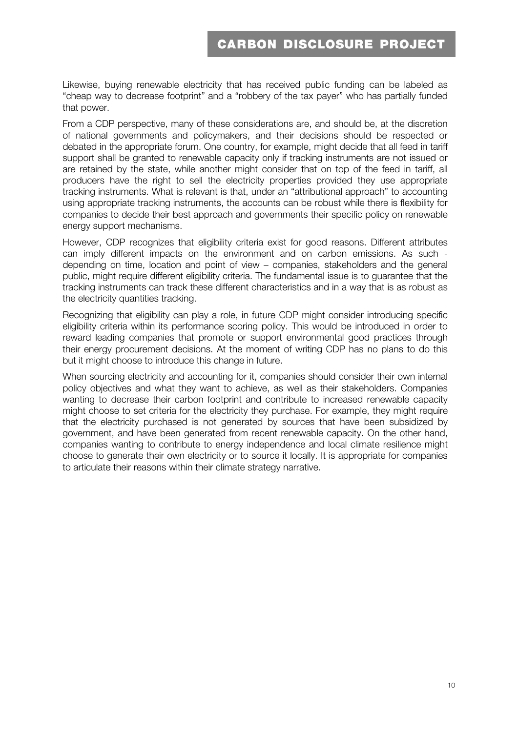Likewise, buying renewable electricity that has received public funding can be labeled as "cheap way to decrease footprint" and a "robbery of the tax payer" who has partially funded that power.

From a CDP perspective, many of these considerations are, and should be, at the discretion of national governments and policymakers, and their decisions should be respected or debated in the appropriate forum. One country, for example, might decide that all feed in tariff support shall be granted to renewable capacity only if tracking instruments are not issued or are retained by the state, while another might consider that on top of the feed in tariff, all producers have the right to sell the electricity properties provided they use appropriate tracking instruments. What is relevant is that, under an "attributional approach" to accounting using appropriate tracking instruments, the accounts can be robust while there is flexibility for companies to decide their best approach and governments their specific policy on renewable energy support mechanisms.

However, CDP recognizes that eligibility criteria exist for good reasons. Different attributes can imply different impacts on the environment and on carbon emissions. As such - depending on time, location and point of view – companies, stakeholders and the general public, might require different eligibility criteria. The fundamental issue is to guarantee that the tracking instruments can track these different characteristics and in a way that is as robust as the electricity quantities tracking.

Recognizing that eligibility can play a role, in future CDP might consider introducing specific eligibility criteria within its performance scoring policy. This would be introduced in order to reward leading companies that promote or support environmental good practices through their energy procurement decisions. At the moment of writing CDP has no plans to do this but it might choose to introduce this change in future.

When sourcing electricity and accounting for it, companies should consider their own internal policy objectives and what they want to achieve, as well as their stakeholders. Companies wanting to decrease their carbon footprint and contribute to increased renewable capacity might choose to set criteria for the electricity they purchase. For example, they might require that the electricity purchased is not generated by sources that have been subsidized by government, and have been generated from recent renewable capacity. On the other hand, companies wanting to contribute to energy independence and local climate resilience might choose to generate their own electricity or to source it locally. It is appropriate for companies to articulate their reasons within their climate strategy narrative.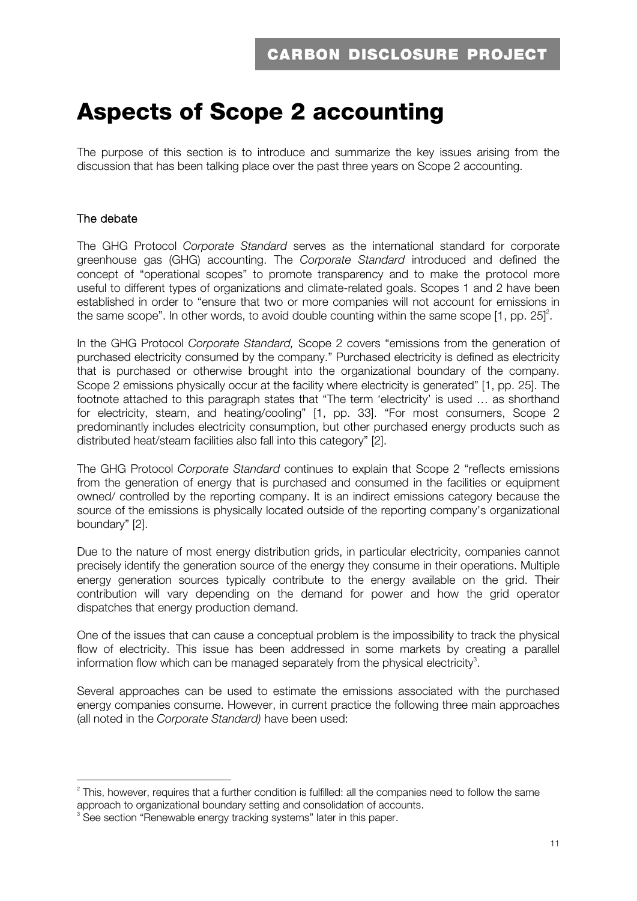# Aspects of Scope 2 accounting

The purpose of this section is to introduce and summarize the key issues arising from the discussion that has been talking place over the past three years on Scope 2 accounting.

## The debate

The GHG Protocol *Corporate Standard* serves as the international standard for corporate greenhouse gas (GHG) accounting. The *Corporate Standard* introduced and defined the concept of "operational scopes" to promote transparency and to make the protocol more useful to different types of organizations and climate-related goals. Scopes 1 and 2 have been established in order to "ensure that two or more companies will not account for emissions in the same scope". In other words, to avoid double counting within the same scope [1, pp. 25][2].

In the GHG Protocol *Corporate Standard,* Scope 2 covers "emissions from the generation of purchased electricity consumed by the company." Purchased electricity is defined as electricity that is purchased or otherwise brought into the organizational boundary of the company. Scope 2 emissions physically occur at the facility where electricity is generated" [1, pp. 25]. The footnote attached to this paragraph states that "The term 'electricity' is used … as shorthand for electricity, steam, and heating/cooling" [1, pp. 33]. "For most consumers, Scope 2 predominantly includes electricity consumption, but other purchased energy products such as distributed heat/steam facilities also fall into this category" [2].

The GHG Protocol *Corporate Standard* continues to explain that Scope 2 "reflects emissions from the generation of energy that is purchased and consumed in the facilities or equipment owned/ controlled by the reporting company. It is an indirect emissions category because the source of the emissions is physically located outside of the reporting company's organizational boundary" [2].

Due to the nature of most energy distribution grids, in particular electricity, companies cannot precisely identify the generation source of the energy they consume in their operations. Multiple energy generation sources typically contribute to the energy available on the grid. Their contribution will vary depending on the demand for power and how the grid operator dispatches that energy production demand.

One of the issues that can cause a conceptual problem is the impossibility to track the physical flow of electricity. This issue has been addressed in some markets by creating a parallel information flow which can be managed separately from the physical electricity[3].

Several approaches can be used to estimate the emissions associated with the purchased energy companies consume. However, in current practice the following three main approaches (all noted in the *Corporate Standard)* have been used:

---

[2] This, however, requires that a further condition is fulfilled: all the companies need to follow the same approach to organizational boundary setting and consolidation of accounts.

[3] See section "Renewable energy tracking systems" later in this paper.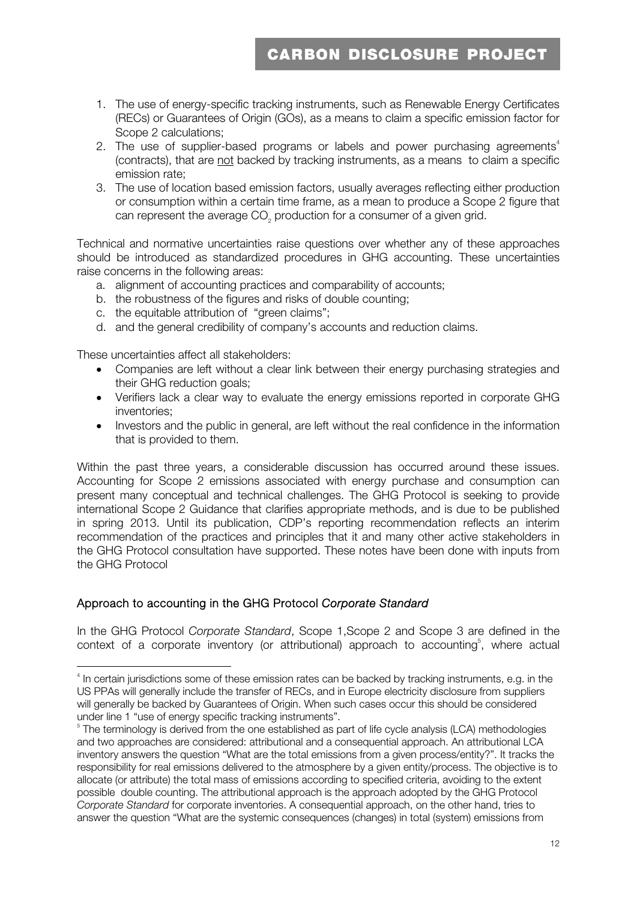1. The use of energy-specific tracking instruments, such as Renewable Energy Certificates (RECs) or Guarantees of Origin (GOs), as a means to claim a specific emission factor for Scope 2 calculations;
2. The use of supplier-based programs or labels and power purchasing agreements[4] (contracts), that are <u>not</u> backed by tracking instruments, as a means to claim a specific emission rate;
3. The use of location based emission factors, usually averages reflecting either production or consumption within a certain time frame, as a mean to produce a Scope 2 figure that can represent the average $CO_2$ production for a consumer of a given grid.

Technical and normative uncertainties raise questions over whether any of these approaches should be introduced as standardized procedures in GHG accounting. These uncertainties raise concerns in the following areas:

a. alignment of accounting practices and comparability of accounts;
b. the robustness of the figures and risks of double counting;
c. the equitable attribution of "green claims";
d. and the general credibility of company's accounts and reduction claims.

These uncertainties affect all stakeholders:

- Companies are left without a clear link between their energy purchasing strategies and their GHG reduction goals;
- Verifiers lack a clear way to evaluate the energy emissions reported in corporate GHG inventories;
- Investors and the public in general, are left without the real confidence in the information that is provided to them.

Within the past three years, a considerable discussion has occurred around these issues. Accounting for Scope 2 emissions associated with energy purchase and consumption can present many conceptual and technical challenges. The GHG Protocol is seeking to provide international Scope 2 Guidance that clarifies appropriate methods, and is due to be published in spring 2013. Until its publication, CDP's reporting recommendation reflects an interim recommendation of the practices and principles that it and many other active stakeholders in the GHG Protocol consultation have supported. These notes have been done with inputs from the GHG Protocol

## Approach to accounting in the GHG Protocol *Corporate Standard*

In the GHG Protocol *Corporate Standard*, Scope 1,Scope 2 and Scope 3 are defined in the context of a corporate inventory (or attributional) approach to accounting[5], where actual

---

[4] In certain jurisdictions some of these emission rates can be backed by tracking instruments, e.g. in the US PPAs will generally include the transfer of RECs, and in Europe electricity disclosure from suppliers will generally be backed by Guarantees of Origin. When such cases occur this should be considered under line 1 "use of energy specific tracking instruments".

[5] The terminology is derived from the one established as part of life cycle analysis (LCA) methodologies and two approaches are considered: attributional and a consequential approach. An attributional LCA inventory answers the question "What are the total emissions from a given process/entity?". It tracks the responsibility for real emissions delivered to the atmosphere by a given entity/process. The objective is to allocate (or attribute) the total mass of emissions according to specified criteria, avoiding to the extent possible double counting. The attributional approach is the approach adopted by the GHG Protocol *Corporate Standard* for corporate inventories. A consequential approach, on the other hand, tries to answer the question "What are the systemic consequences (changes) in total (system) emissions from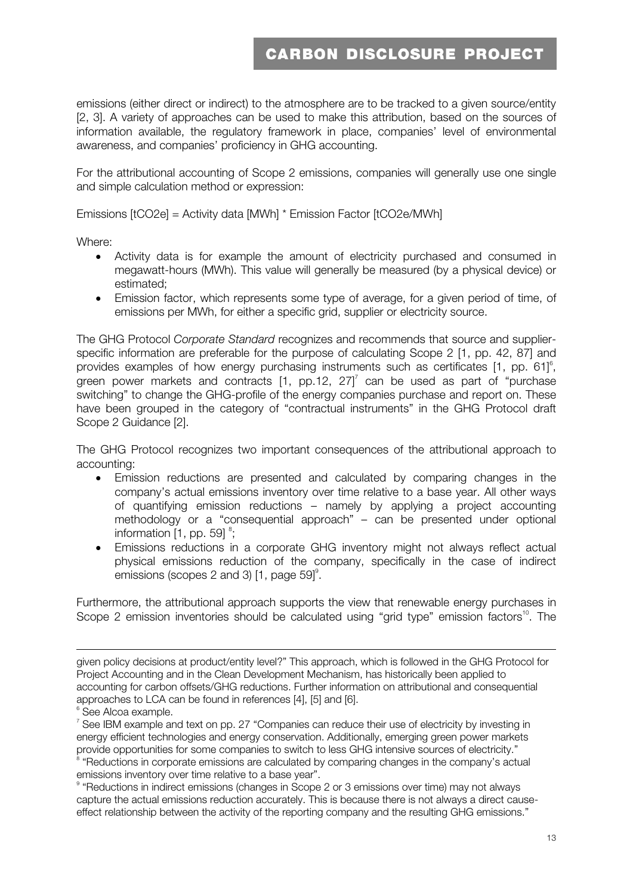emissions (either direct or indirect) to the atmosphere are to be tracked to a given source/entity [2, 3]. A variety of approaches can be used to make this attribution, based on the sources of information available, the regulatory framework in place, companies' level of environmental awareness, and companies' proficiency in GHG accounting.

For the attributional accounting of Scope 2 emissions, companies will generally use one single and simple calculation method or expression:

Emissions [tCO2e] = Activity data [MWh] * Emission Factor [tCO2e/MWh]

Where:

- Activity data is for example the amount of electricity purchased and consumed in megawatt-hours (MWh). This value will generally be measured (by a physical device) or estimated;
- Emission factor, which represents some type of average, for a given period of time, of emissions per MWh, for either a specific grid, supplier or electricity source.

The GHG Protocol *Corporate Standard* recognizes and recommends that source and supplier-specific information are preferable for the purpose of calculating Scope 2 [1, pp. 42, 87] and provides examples of how energy purchasing instruments such as certificates [1, pp. 61][6], green power markets and contracts [1, pp.12, 27][7] can be used as part of "purchase switching" to change the GHG-profile of the energy companies purchase and report on. These have been grouped in the category of "contractual instruments" in the GHG Protocol draft Scope 2 Guidance [2].

The GHG Protocol recognizes two important consequences of the attributional approach to accounting:

- Emission reductions are presented and calculated by comparing changes in the company's actual emissions inventory over time relative to a base year. All other ways of quantifying emission reductions – namely by applying a project accounting methodology or a "consequential approach" – can be presented under optional information [1, pp. 59] [8];
- Emissions reductions in a corporate GHG inventory might not always reflect actual physical emissions reduction of the company, specifically in the case of indirect emissions (scopes 2 and 3) [1, page 59][9].

Furthermore, the attributional approach supports the view that renewable energy purchases in Scope 2 emission inventories should be calculated using "grid type" emission factors[10]. The

---

given policy decisions at product/entity level?" This approach, which is followed in the GHG Protocol for Project Accounting and in the Clean Development Mechanism, has historically been applied to accounting for carbon offsets/GHG reductions. Further information on attributional and consequential approaches to LCA can be found in references [4], [5] and [6].

[6] See Alcoa example.

[7] See IBM example and text on pp. 27 "Companies can reduce their use of electricity by investing in energy efficient technologies and energy conservation. Additionally, emerging green power markets provide opportunities for some companies to switch to less GHG intensive sources of electricity."

[8] "Reductions in corporate emissions are calculated by comparing changes in the company's actual emissions inventory over time relative to a base year".

[9] "Reductions in indirect emissions (changes in Scope 2 or 3 emissions over time) may not always capture the actual emissions reduction accurately. This is because there is not always a direct cause-effect relationship between the activity of the reporting company and the resulting GHG emissions."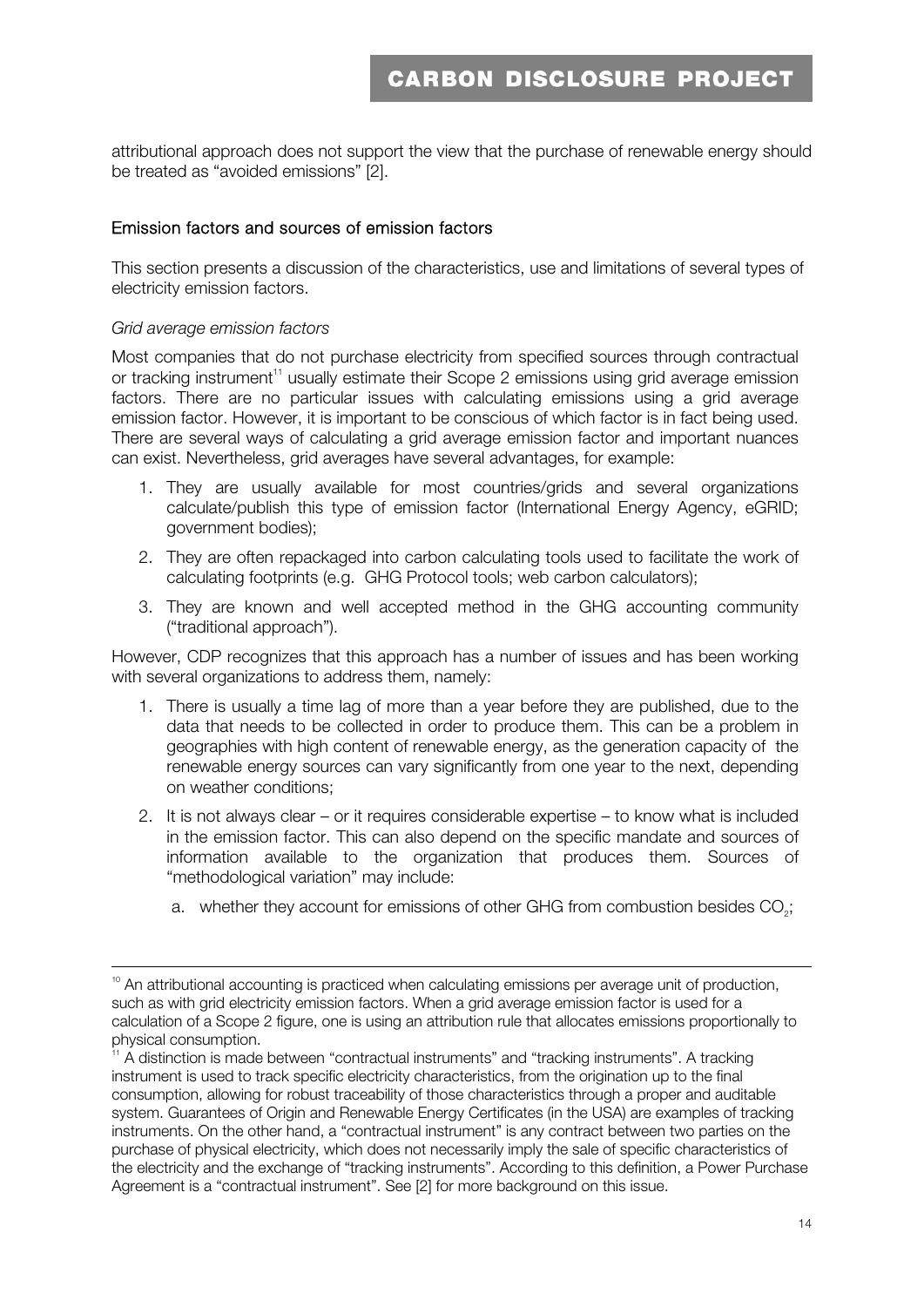attributional approach does not support the view that the purchase of renewable energy should be treated as "avoided emissions" [2].

### Emission factors and sources of emission factors

This section presents a discussion of the characteristics, use and limitations of several types of electricity emission factors.

*Grid average emission factors*

Most companies that do not purchase electricity from specified sources through contractual or tracking instrument[11] usually estimate their Scope 2 emissions using grid average emission factors. There are no particular issues with calculating emissions using a grid average emission factor. However, it is important to be conscious of which factor is in fact being used. There are several ways of calculating a grid average emission factor and important nuances can exist. Nevertheless, grid averages have several advantages, for example:

1. They are usually available for most countries/grids and several organizations calculate/publish this type of emission factor (International Energy Agency, eGRID; government bodies);
2. They are often repackaged into carbon calculating tools used to facilitate the work of calculating footprints (e.g. GHG Protocol tools; web carbon calculators);
3. They are known and well accepted method in the GHG accounting community ("traditional approach").

However, CDP recognizes that this approach has a number of issues and has been working with several organizations to address them, namely:

1. There is usually a time lag of more than a year before they are published, due to the data that needs to be collected in order to produce them. This can be a problem in geographies with high content of renewable energy, as the generation capacity of the renewable energy sources can vary significantly from one year to the next, depending on weather conditions;
2. It is not always clear – or it requires considerable expertise – to know what is included in the emission factor. This can also depend on the specific mandate and sources of information available to the organization that produces them. Sources of "methodological variation" may include:
   a. whether they account for emissions of other GHG from combustion besides $CO_2$;

---

[10] An attributional accounting is practiced when calculating emissions per average unit of production, such as with grid electricity emission factors. When a grid average emission factor is used for a calculation of a Scope 2 figure, one is using an attribution rule that allocates emissions proportionally to physical consumption.

[11] A distinction is made between "contractual instruments" and "tracking instruments". A tracking instrument is used to track specific electricity characteristics, from the origination up to the final consumption, allowing for robust traceability of those characteristics through a proper and auditable system. Guarantees of Origin and Renewable Energy Certificates (in the USA) are examples of tracking instruments. On the other hand, a "contractual instrument" is any contract between two parties on the purchase of physical electricity, which does not necessarily imply the sale of specific characteristics of the electricity and the exchange of "tracking instruments". According to this definition, a Power Purchase Agreement is a "contractual instrument". See [2] for more background on this issue.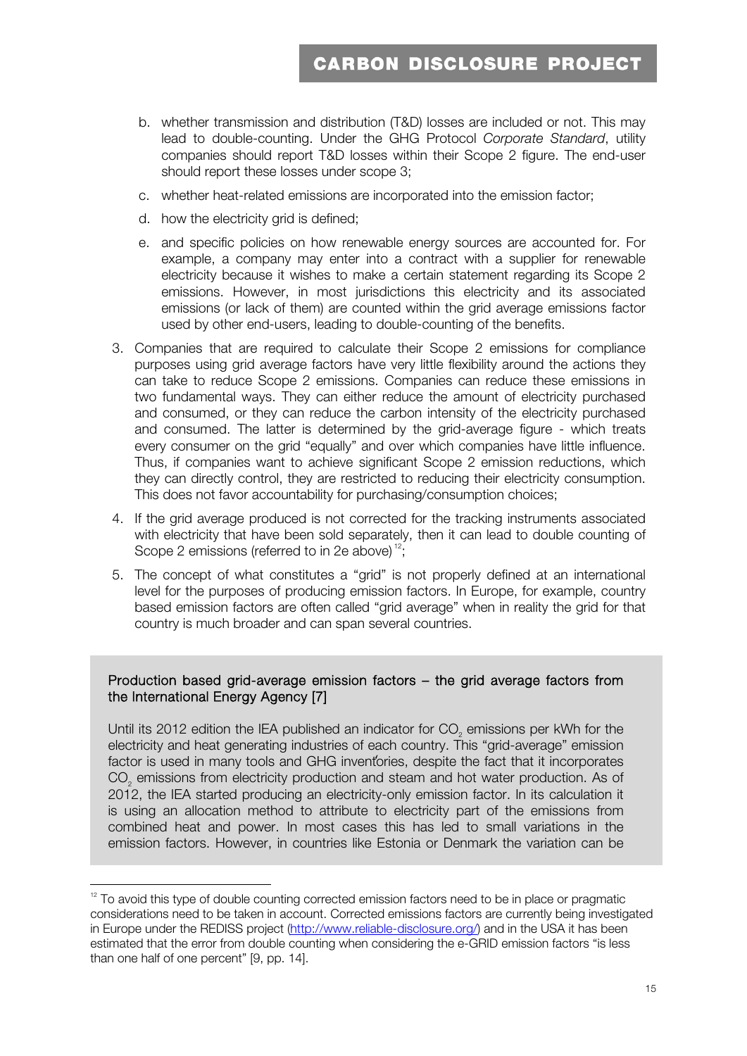b. whether transmission and distribution (T&D) losses are included or not. This may lead to double-counting. Under the GHG Protocol *Corporate Standard*, utility companies should report T&D losses within their Scope 2 figure. The end-user should report these losses under scope 3;

c. whether heat-related emissions are incorporated into the emission factor;

d. how the electricity grid is defined;

e. and specific policies on how renewable energy sources are accounted for. For example, a company may enter into a contract with a supplier for renewable electricity because it wishes to make a certain statement regarding its Scope 2 emissions. However, in most jurisdictions this electricity and its associated emissions (or lack of them) are counted within the grid average emissions factor used by other end-users, leading to double-counting of the benefits.

3. Companies that are required to calculate their Scope 2 emissions for compliance purposes using grid average factors have very little flexibility around the actions they can take to reduce Scope 2 emissions. Companies can reduce these emissions in two fundamental ways. They can either reduce the amount of electricity purchased and consumed, or they can reduce the carbon intensity of the electricity purchased and consumed. The latter is determined by the grid-average figure - which treats every consumer on the grid "equally" and over which companies have little influence. Thus, if companies want to achieve significant Scope 2 emission reductions, which they can directly control, they are restricted to reducing their electricity consumption. This does not favor accountability for purchasing/consumption choices;

4. If the grid average produced is not corrected for the tracking instruments associated with electricity that have been sold separately, then it can lead to double counting of Scope 2 emissions (referred to in 2e above) [12];

5. The concept of what constitutes a "grid" is not properly defined at an international level for the purposes of producing emission factors. In Europe, for example, country based emission factors are often called "grid average" when in reality the grid for that country is much broader and can span several countries.

**Production based grid-average emission factors – the grid average factors from the International Energy Agency [7]**

Until its 2012 edition the IEA published an indicator for $CO_2$ emissions per kWh for the electricity and heat generating industries of each country. This "grid-average" emission factor is used in many tools and GHG inventories, despite the fact that it incorporates $CO_2$ emissions from electricity production and steam and hot water production. As of 2012, the IEA started producing an electricity-only emission factor. In its calculation it is using an allocation method to attribute to electricity part of the emissions from combined heat and power. In most cases this has led to small variations in the emission factors. However, in countries like Estonia or Denmark the variation can be

---

[12] To avoid this type of double counting corrected emission factors need to be in place or pragmatic considerations need to be taken in account. Corrected emissions factors are currently being investigated in Europe under the REDISS project (http://www.reliable-disclosure.org/) and in the USA it has been estimated that the error from double counting when considering the e-GRID emission factors "is less than one half of one percent" [9, pp. 14].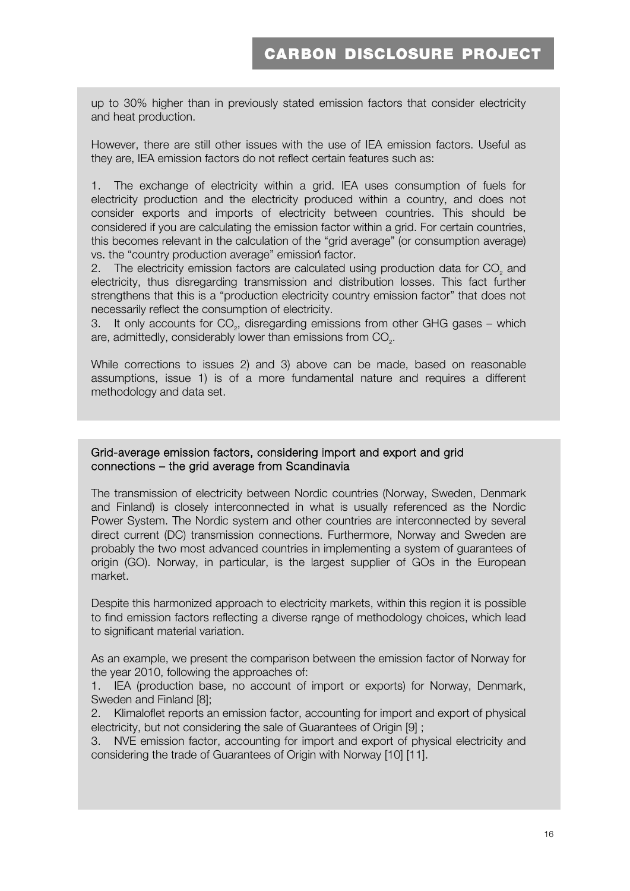up to 30% higher than in previously stated emission factors that consider electricity and heat production.

However, there are still other issues with the use of IEA emission factors. Useful as they are, IEA emission factors do not reflect certain features such as:

1. The exchange of electricity within a grid. IEA uses consumption of fuels for electricity production and the electricity produced within a country, and does not consider exports and imports of electricity between countries. This should be considered if you are calculating the emission factor within a grid. For certain countries, this becomes relevant in the calculation of the "grid average" (or consumption average) vs. the "country production average" emission factor.
2. The electricity emission factors are calculated using production data for $CO_2$ and electricity, thus disregarding transmission and distribution losses. This fact further strengthens that this is a "production electricity country emission factor" that does not necessarily reflect the consumption of electricity.
3. It only accounts for $CO_2$, disregarding emissions from other GHG gases – which are, admittedly, considerably lower than emissions from $CO_2$.

While corrections to issues 2) and 3) above can be made, based on reasonable assumptions, issue 1) is of a more fundamental nature and requires a different methodology and data set.

### Grid-average emission factors, considering import and export and grid connections – the grid average from Scandinavia

The transmission of electricity between Nordic countries (Norway, Sweden, Denmark and Finland) is closely interconnected in what is usually referenced as the Nordic Power System. The Nordic system and other countries are interconnected by several direct current (DC) transmission connections. Furthermore, Norway and Sweden are probably the two most advanced countries in implementing a system of guarantees of origin (GO). Norway, in particular, is the largest supplier of GOs in the European market.

Despite this harmonized approach to electricity markets, within this region it is possible to find emission factors reflecting a diverse range of methodology choices, which lead to significant material variation.

As an example, we present the comparison between the emission factor of Norway for the year 2010, following the approaches of:

1. IEA (production base, no account of import or exports) for Norway, Denmark, Sweden and Finland [8];
2. Klimaloflet reports an emission factor, accounting for import and export of physical electricity, but not considering the sale of Guarantees of Origin [9] ;
3. NVE emission factor, accounting for import and export of physical electricity and considering the trade of Guarantees of Origin with Norway [10] [11].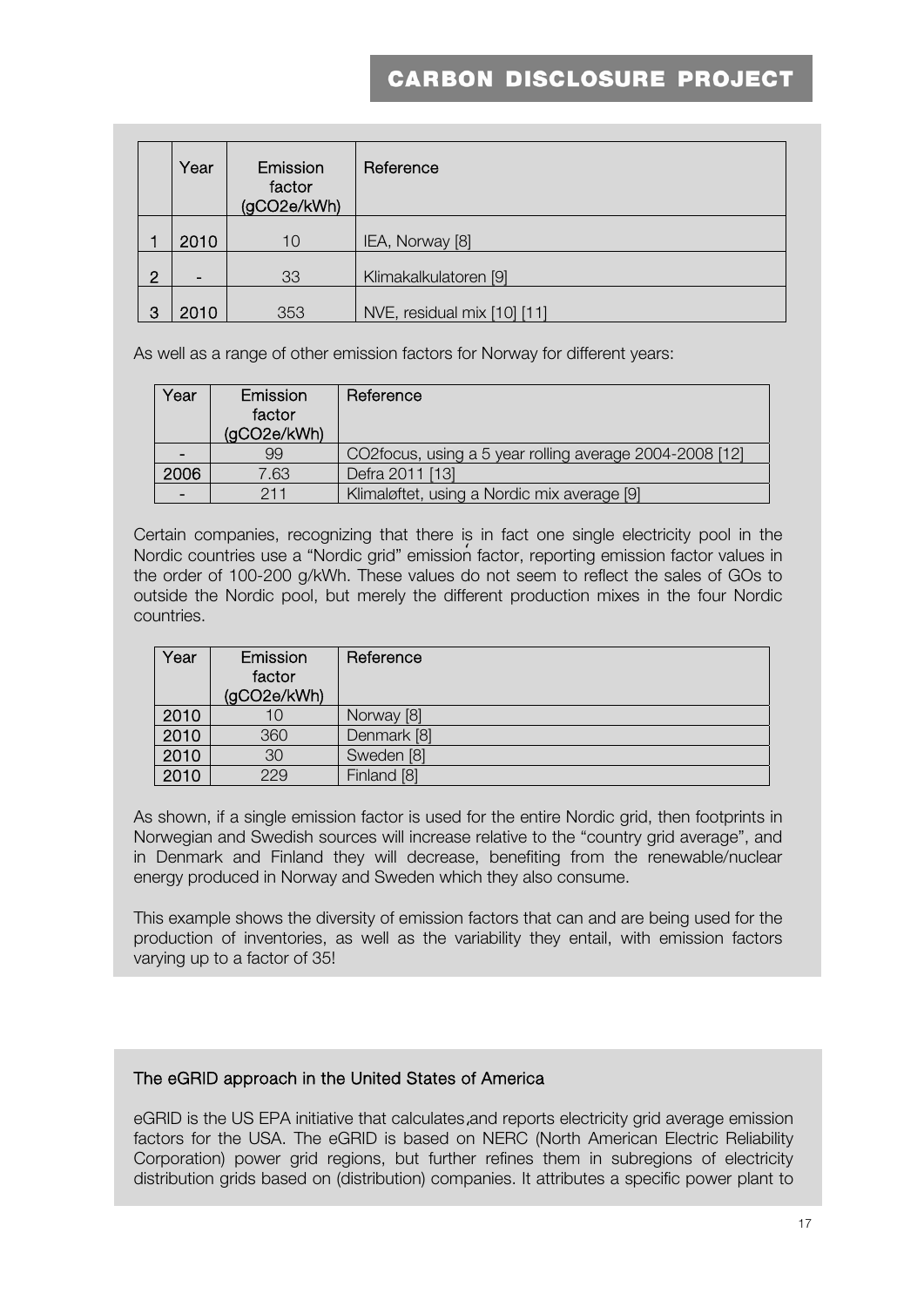| | Year | Emission factor (gCO2e/kWh) | Reference |
|---|---|---|---|
| 1 | 2010 | 10 | IEA, Norway [8] |
| 2 | - | 33 | Klimakalkulatoren [9] |
| 3 | 2010 | 353 | NVE, residual mix [10] [11] |

As well as a range of other emission factors for Norway for different years:

| Year | Emission factor (gCO2e/kWh) | Reference |
|---|---|---|
| - | 99 | CO2focus, using a 5 year rolling average 2004-2008 [12] |
| 2006 | 7.63 | Defra 2011 [13] |
| - | 211 | Klimaløftet, using a Nordic mix average [9] |

Certain companies, recognizing that there is in fact one single electricity pool in the Nordic countries use a "Nordic grid" emission factor, reporting emission factor values in the order of 100-200 g/kWh. These values do not seem to reflect the sales of GOs to outside the Nordic pool, but merely the different production mixes in the four Nordic countries.

| Year | Emission factor (gCO2e/kWh) | Reference |
|---|---|---|
| 2010 | 10 | Norway [8] |
| 2010 | 360 | Denmark [8] |
| 2010 | 30 | Sweden [8] |
| 2010 | 229 | Finland [8] |

As shown, if a single emission factor is used for the entire Nordic grid, then footprints in Norwegian and Swedish sources will increase relative to the "country grid average", and in Denmark and Finland they will decrease, benefiting from the renewable/nuclear energy produced in Norway and Sweden which they also consume.

This example shows the diversity of emission factors that can and are being used for the production of inventories, as well as the variability they entail, with emission factors varying up to a factor of 35!

### The eGRID approach in the United States of America

eGRID is the US EPA initiative that calculates and reports electricity grid average emission factors for the USA. The eGRID is based on NERC (North American Electric Reliability Corporation) power grid regions, but further refines them in subregions of electricity distribution grids based on (distribution) companies. It attributes a specific power plant to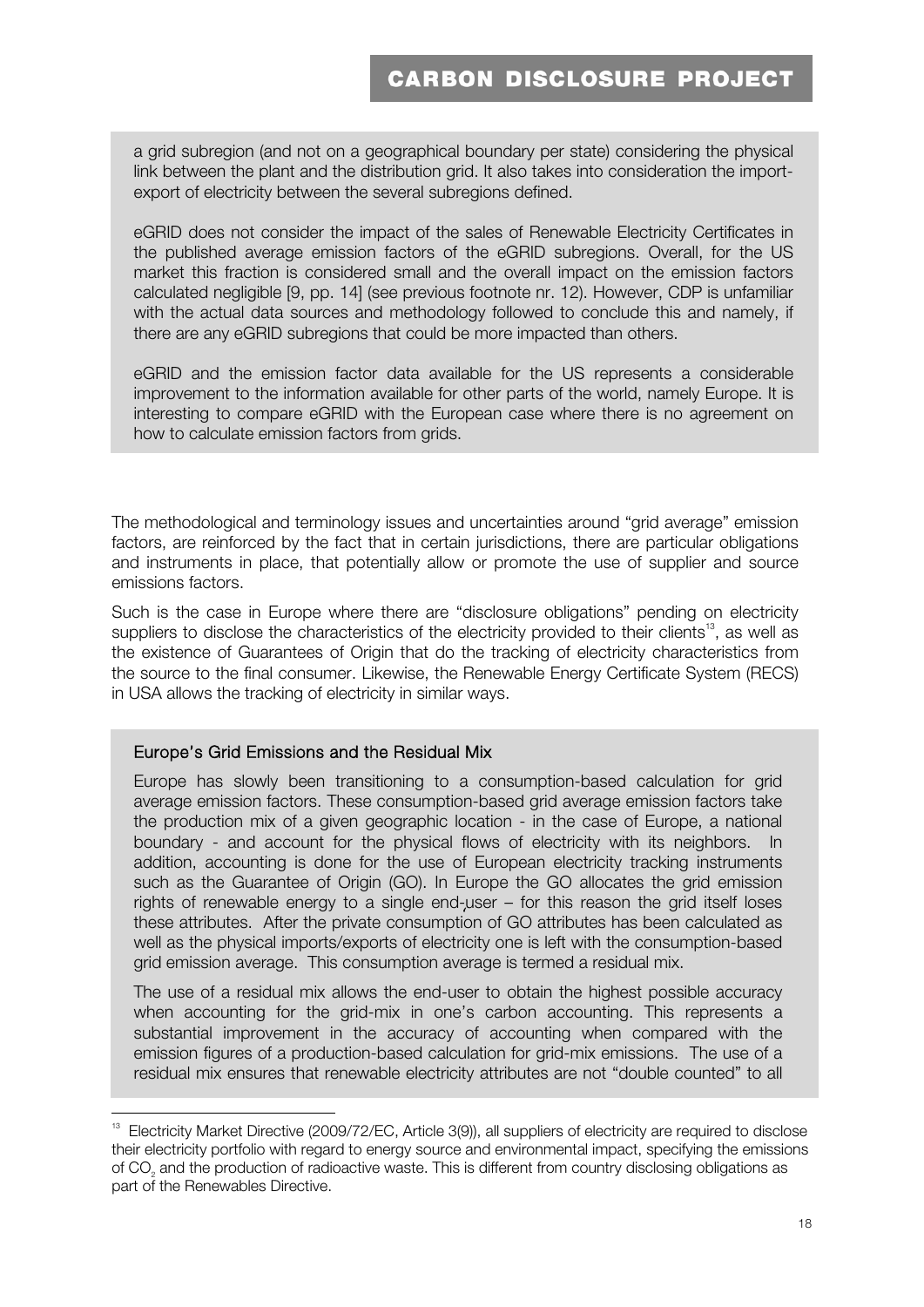a grid subregion (and not on a geographical boundary per state) considering the physical link between the plant and the distribution grid. It also takes into consideration the import-export of electricity between the several subregions defined.

eGRID does not consider the impact of the sales of Renewable Electricity Certificates in the published average emission factors of the eGRID subregions. Overall, for the US market this fraction is considered small and the overall impact on the emission factors calculated negligible [9, pp. 14] (see previous footnote nr. 12). However, CDP is unfamiliar with the actual data sources and methodology followed to conclude this and namely, if there are any eGRID subregions that could be more impacted than others.

eGRID and the emission factor data available for the US represents a considerable improvement to the information available for other parts of the world, namely Europe. It is interesting to compare eGRID with the European case where there is no agreement on how to calculate emission factors from grids.

The methodological and terminology issues and uncertainties around "grid average" emission factors, are reinforced by the fact that in certain jurisdictions, there are particular obligations and instruments in place, that potentially allow or promote the use of supplier and source emissions factors.

Such is the case in Europe where there are "disclosure obligations" pending on electricity suppliers to disclose the characteristics of the electricity provided to their clients[13], as well as the existence of Guarantees of Origin that do the tracking of electricity characteristics from the source to the final consumer. Likewise, the Renewable Energy Certificate System (RECS) in USA allows the tracking of electricity in similar ways.

### Europe's Grid Emissions and the Residual Mix

Europe has slowly been transitioning to a consumption-based calculation for grid average emission factors. These consumption-based grid average emission factors take the production mix of a given geographic location - in the case of Europe, a national boundary - and account for the physical flows of electricity with its neighbors. In addition, accounting is done for the use of European electricity tracking instruments such as the Guarantee of Origin (GO). In Europe the GO allocates the grid emission rights of renewable energy to a single end-user – for this reason the grid itself loses these attributes. After the private consumption of GO attributes has been calculated as well as the physical imports/exports of electricity one is left with the consumption-based grid emission average. This consumption average is termed a residual mix.

The use of a residual mix allows the end-user to obtain the highest possible accuracy when accounting for the grid-mix in one's carbon accounting. This represents a substantial improvement in the accuracy of accounting when compared with the emission figures of a production-based calculation for grid-mix emissions. The use of a residual mix ensures that renewable electricity attributes are not "double counted" to all

[13] Electricity Market Directive (2009/72/EC, Article 3(9)), all suppliers of electricity are required to disclose their electricity portfolio with regard to energy source and environmental impact, specifying the emissions of $CO_2$ and the production of radioactive waste. This is different from country disclosing obligations as part of the Renewables Directive.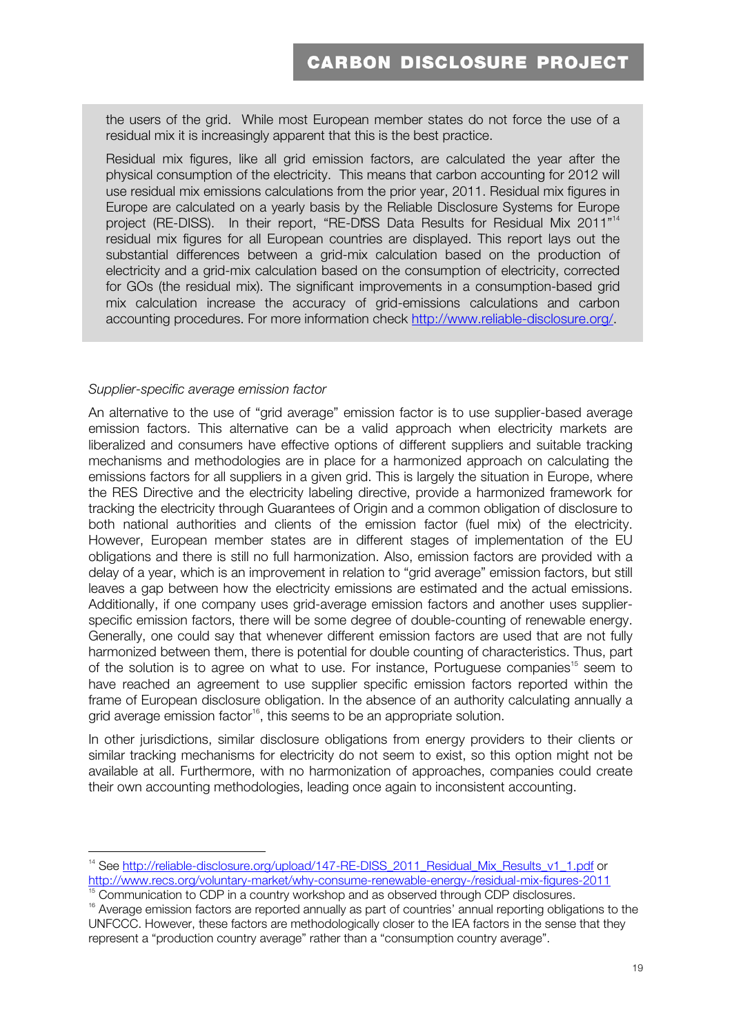the users of the grid. While most European member states do not force the use of a residual mix it is increasingly apparent that this is the best practice.

Residual mix figures, like all grid emission factors, are calculated the year after the physical consumption of the electricity. This means that carbon accounting for 2012 will use residual mix emissions calculations from the prior year, 2011. Residual mix figures in Europe are calculated on a yearly basis by the Reliable Disclosure Systems for Europe project (RE-DISS). In their report, "RE-DISS Data Results for Residual Mix 2011"[14] residual mix figures for all European countries are displayed. This report lays out the substantial differences between a grid-mix calculation based on the production of electricity and a grid-mix calculation based on the consumption of electricity, corrected for GOs (the residual mix). The significant improvements in a consumption-based grid mix calculation increase the accuracy of grid-emissions calculations and carbon accounting procedures. For more information check http://www.reliable-disclosure.org/.

*Supplier-specific average emission factor*

An alternative to the use of "grid average" emission factor is to use supplier-based average emission factors. This alternative can be a valid approach when electricity markets are liberalized and consumers have effective options of different suppliers and suitable tracking mechanisms and methodologies are in place for a harmonized approach on calculating the emissions factors for all suppliers in a given grid. This is largely the situation in Europe, where the RES Directive and the electricity labeling directive, provide a harmonized framework for tracking the electricity through Guarantees of Origin and a common obligation of disclosure to both national authorities and clients of the emission factor (fuel mix) of the electricity. However, European member states are in different stages of implementation of the EU obligations and there is still no full harmonization. Also, emission factors are provided with a delay of a year, which is an improvement in relation to "grid average" emission factors, but still leaves a gap between how the electricity emissions are estimated and the actual emissions. Additionally, if one company uses grid-average emission factors and another uses supplier-specific emission factors, there will be some degree of double-counting of renewable energy. Generally, one could say that whenever different emission factors are used that are not fully harmonized between them, there is potential for double counting of characteristics. Thus, part of the solution is to agree on what to use. For instance, Portuguese companies[15] seem to have reached an agreement to use supplier specific emission factors reported within the frame of European disclosure obligation. In the absence of an authority calculating annually a grid average emission factor[16], this seems to be an appropriate solution.

In other jurisdictions, similar disclosure obligations from energy providers to their clients or similar tracking mechanisms for electricity do not seem to exist, so this option might not be available at all. Furthermore, with no harmonization of approaches, companies could create their own accounting methodologies, leading once again to inconsistent accounting.

---

[14] See http://reliable-disclosure.org/upload/147-RE-DISS_2011_Residual_Mix_Results_v1_1.pdf or http://www.recs.org/voluntary-market/why-consume-renewable-energy-/residual-mix-figures-2011

[15] Communication to CDP in a country workshop and as observed through CDP disclosures.

[16] Average emission factors are reported annually as part of countries' annual reporting obligations to the UNFCCC. However, these factors are methodologically closer to the IEA factors in the sense that they represent a "production country average" rather than a "consumption country average".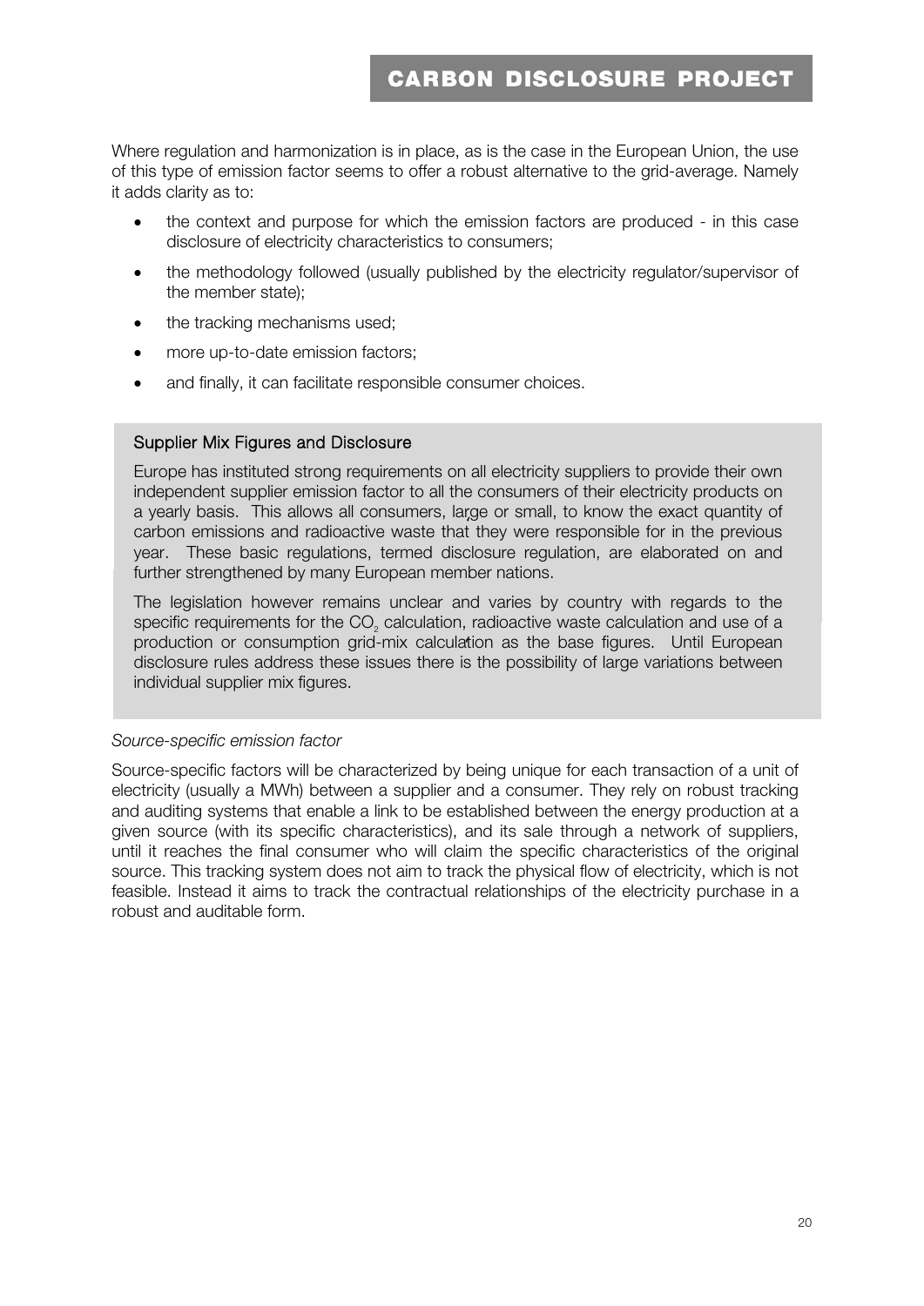Where regulation and harmonization is in place, as is the case in the European Union, the use of this type of emission factor seems to offer a robust alternative to the grid-average. Namely it adds clarity as to:

- the context and purpose for which the emission factors are produced - in this case disclosure of electricity characteristics to consumers;
- the methodology followed (usually published by the electricity regulator/supervisor of the member state);
- the tracking mechanisms used;
- more up-to-date emission factors;
- and finally, it can facilitate responsible consumer choices.

### Supplier Mix Figures and Disclosure

Europe has instituted strong requirements on all electricity suppliers to provide their own independent supplier emission factor to all the consumers of their electricity products on a yearly basis. This allows all consumers, large or small, to know the exact quantity of carbon emissions and radioactive waste that they were responsible for in the previous year. These basic regulations, termed disclosure regulation, are elaborated on and further strengthened by many European member nations.

The legislation however remains unclear and varies by country with regards to the specific requirements for the $CO_2$ calculation, radioactive waste calculation and use of a production or consumption grid-mix calculation as the base figures. Until European disclosure rules address these issues there is the possibility of large variations between individual supplier mix figures.

*Source-specific emission factor*

Source-specific factors will be characterized by being unique for each transaction of a unit of electricity (usually a MWh) between a supplier and a consumer. They rely on robust tracking and auditing systems that enable a link to be established between the energy production at a given source (with its specific characteristics), and its sale through a network of suppliers, until it reaches the final consumer who will claim the specific characteristics of the original source. This tracking system does not aim to track the physical flow of electricity, which is not feasible. Instead it aims to track the contractual relationships of the electricity purchase in a robust and auditable form.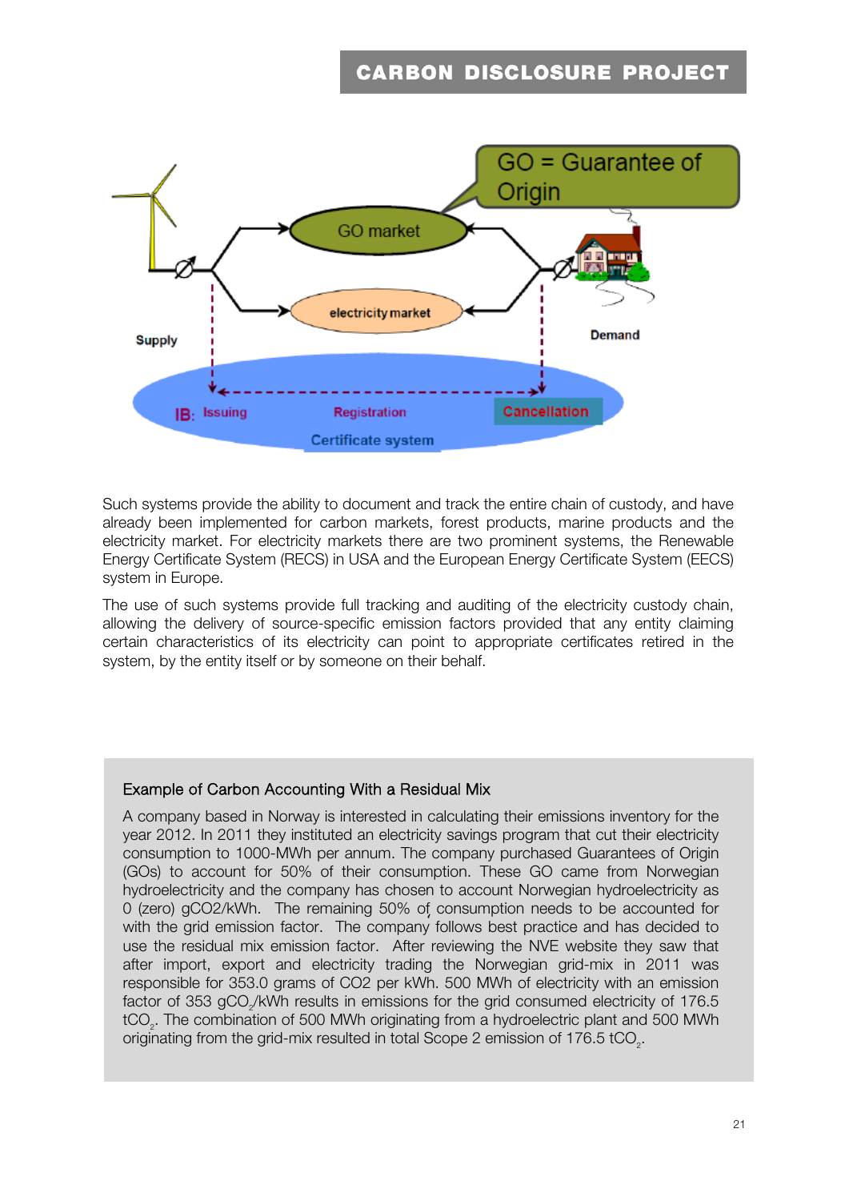Such systems provide the ability to document and track the entire chain of custody, and have already been implemented for carbon markets, forest products, marine products and the electricity market. For electricity markets there are two prominent systems, the Renewable Energy Certificate System (RECS) in USA and the European Energy Certificate System (EECS) system in Europe.

The use of such systems provide full tracking and auditing of the electricity custody chain, allowing the delivery of source-specific emission factors provided that any entity claiming certain characteristics of its electricity can point to appropriate certificates retired in the system, by the entity itself or by someone on their behalf.

### Example of Carbon Accounting With a Residual Mix

A company based in Norway is interested in calculating their emissions inventory for the year 2012. In 2011 they instituted an electricity savings program that cut their electricity consumption to 1000-MWh per annum. The company purchased Guarantees of Origin (GOs) to account for 50% of their consumption. These GO came from Norwegian hydroelectricity and the company has chosen to account Norwegian hydroelectricity as 0 (zero) gCO2/kWh. The remaining 50% of consumption needs to be accounted for with the grid emission factor. The company follows best practice and has decided to use the residual mix emission factor. After reviewing the NVE website they saw that after import, export and electricity trading the Norwegian grid-mix in 2011 was responsible for 353.0 grams of CO2 per kWh. 500 MWh of electricity with an emission factor of 353 $gCO_2$/kWh results in emissions for the grid consumed electricity of 176.5 $tCO_2$. The combination of 500 MWh originating from a hydroelectric plant and 500 MWh originating from the grid-mix resulted in total Scope 2 emission of 176.5 $tCO_2$.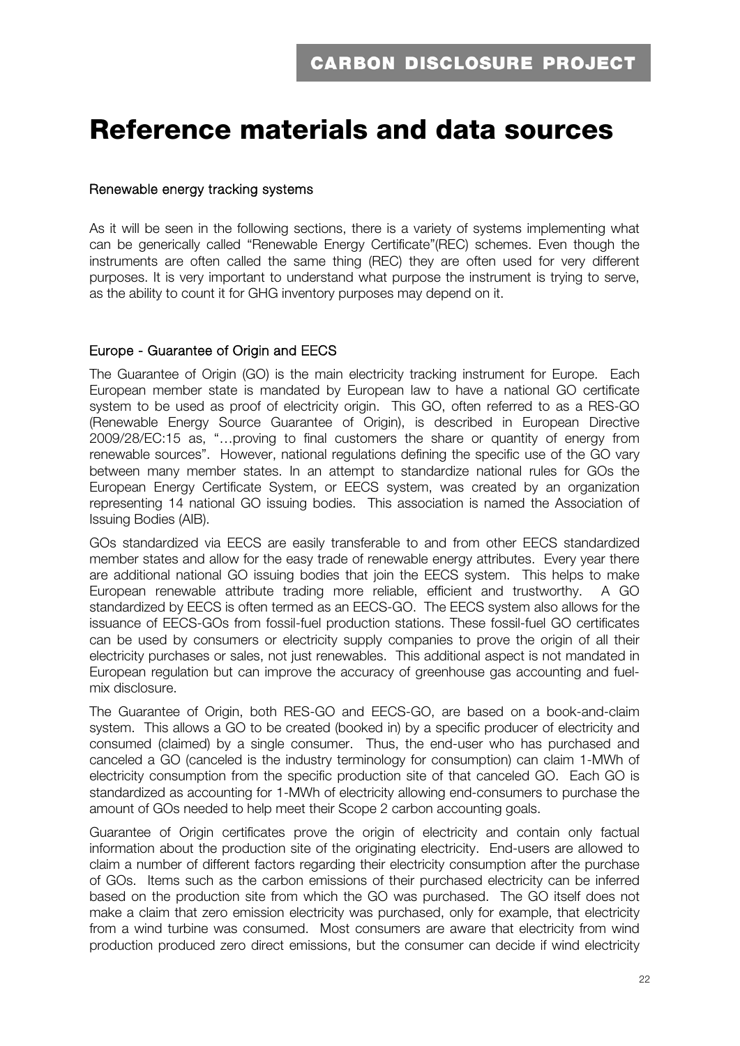# Reference materials and data sources

## Renewable energy tracking systems

As it will be seen in the following sections, there is a variety of systems implementing what can be generically called "Renewable Energy Certificate"(REC) schemes. Even though the instruments are often called the same thing (REC) they are often used for very different purposes. It is very important to understand what purpose the instrument is trying to serve, as the ability to count it for GHG inventory purposes may depend on it.

## Europe - Guarantee of Origin and EECS

The Guarantee of Origin (GO) is the main electricity tracking instrument for Europe. Each European member state is mandated by European law to have a national GO certificate system to be used as proof of electricity origin. This GO, often referred to as a RES-GO (Renewable Energy Source Guarantee of Origin), is described in European Directive 2009/28/EC:15 as, "…proving to final customers the share or quantity of energy from renewable sources". However, national regulations defining the specific use of the GO vary between many member states. In an attempt to standardize national rules for GOs the European Energy Certificate System, or EECS system, was created by an organization representing 14 national GO issuing bodies. This association is named the Association of Issuing Bodies (AIB).

GOs standardized via EECS are easily transferable to and from other EECS standardized member states and allow for the easy trade of renewable energy attributes. Every year there are additional national GO issuing bodies that join the EECS system. This helps to make European renewable attribute trading more reliable, efficient and trustworthy. A GO standardized by EECS is often termed as an EECS-GO. The EECS system also allows for the issuance of EECS-GOs from fossil-fuel production stations. These fossil-fuel GO certificates can be used by consumers or electricity supply companies to prove the origin of all their electricity purchases or sales, not just renewables. This additional aspect is not mandated in European regulation but can improve the accuracy of greenhouse gas accounting and fuel-mix disclosure.

The Guarantee of Origin, both RES-GO and EECS-GO, are based on a book-and-claim system. This allows a GO to be created (booked in) by a specific producer of electricity and consumed (claimed) by a single consumer. Thus, the end-user who has purchased and canceled a GO (canceled is the industry terminology for consumption) can claim 1-MWh of electricity consumption from the specific production site of that canceled GO. Each GO is standardized as accounting for 1-MWh of electricity allowing end-consumers to purchase the amount of GOs needed to help meet their Scope 2 carbon accounting goals.

Guarantee of Origin certificates prove the origin of electricity and contain only factual information about the production site of the originating electricity. End-users are allowed to claim a number of different factors regarding their electricity consumption after the purchase of GOs. Items such as the carbon emissions of their purchased electricity can be inferred based on the production site from which the GO was purchased. The GO itself does not make a claim that zero emission electricity was purchased, only for example, that electricity from a wind turbine was consumed. Most consumers are aware that electricity from wind production produced zero direct emissions, but the consumer can decide if wind electricity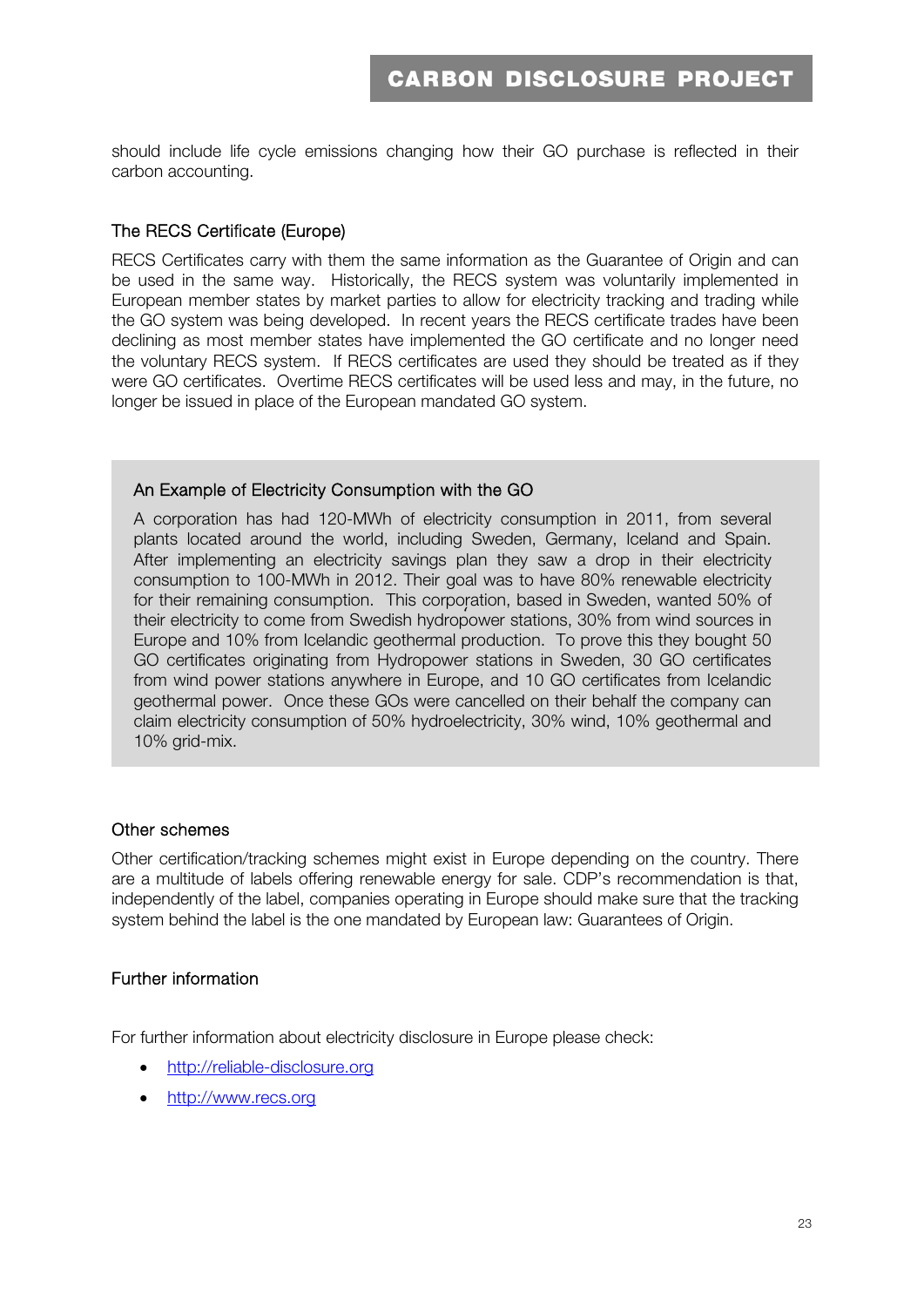should include life cycle emissions changing how their GO purchase is reflected in their carbon accounting.

### The RECS Certificate (Europe)

RECS Certificates carry with them the same information as the Guarantee of Origin and can be used in the same way. Historically, the RECS system was voluntarily implemented in European member states by market parties to allow for electricity tracking and trading while the GO system was being developed. In recent years the RECS certificate trades have been declining as most member states have implemented the GO certificate and no longer need the voluntary RECS system. If RECS certificates are used they should be treated as if they were GO certificates. Overtime RECS certificates will be used less and may, in the future, no longer be issued in place of the European mandated GO system.

> **An Example of Electricity Consumption with the GO**
>
> A corporation has had 120-MWh of electricity consumption in 2011, from several plants located around the world, including Sweden, Germany, Iceland and Spain. After implementing an electricity savings plan they saw a drop in their electricity consumption to 100-MWh in 2012. Their goal was to have 80% renewable electricity for their remaining consumption. This corporation, based in Sweden, wanted 50% of their electricity to come from Swedish hydropower stations, 30% from wind sources in Europe and 10% from Icelandic geothermal production. To prove this they bought 50 GO certificates originating from Hydropower stations in Sweden, 30 GO certificates from wind power stations anywhere in Europe, and 10 GO certificates from Icelandic geothermal power. Once these GOs were cancelled on their behalf the company can claim electricity consumption of 50% hydroelectricity, 30% wind, 10% geothermal and 10% grid-mix.

### Other schemes

Other certification/tracking schemes might exist in Europe depending on the country. There are a multitude of labels offering renewable energy for sale. CDP's recommendation is that, independently of the label, companies operating in Europe should make sure that the tracking system behind the label is the one mandated by European law: Guarantees of Origin.

### Further information

For further information about electricity disclosure in Europe please check:

- http://reliable-disclosure.org
- http://www.recs.org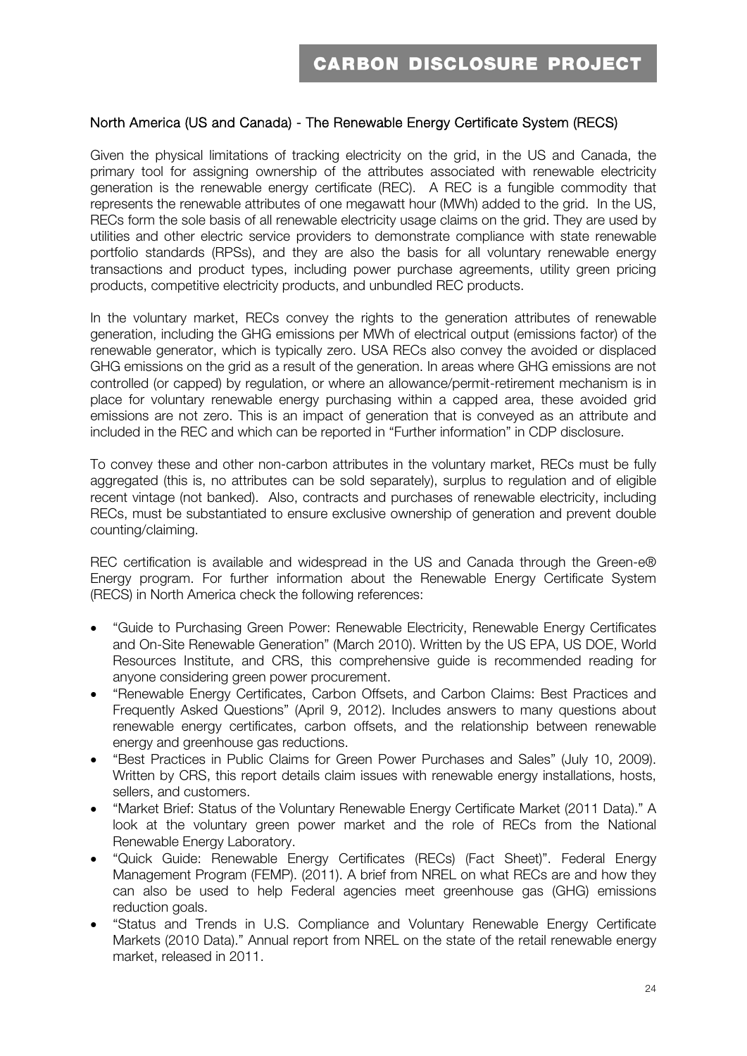## North America (US and Canada) - The Renewable Energy Certificate System (RECS)

Given the physical limitations of tracking electricity on the grid, in the US and Canada, the primary tool for assigning ownership of the attributes associated with renewable electricity generation is the renewable energy certificate (REC). A REC is a fungible commodity that represents the renewable attributes of one megawatt hour (MWh) added to the grid. In the US, RECs form the sole basis of all renewable electricity usage claims on the grid. They are used by utilities and other electric service providers to demonstrate compliance with state renewable portfolio standards (RPSs), and they are also the basis for all voluntary renewable energy transactions and product types, including power purchase agreements, utility green pricing products, competitive electricity products, and unbundled REC products.

In the voluntary market, RECs convey the rights to the generation attributes of renewable generation, including the GHG emissions per MWh of electrical output (emissions factor) of the renewable generator, which is typically zero. USA RECs also convey the avoided or displaced GHG emissions on the grid as a result of the generation. In areas where GHG emissions are not controlled (or capped) by regulation, or where an allowance/permit-retirement mechanism is in place for voluntary renewable energy purchasing within a capped area, these avoided grid emissions are not zero. This is an impact of generation that is conveyed as an attribute and included in the REC and which can be reported in "Further information" in CDP disclosure.

To convey these and other non-carbon attributes in the voluntary market, RECs must be fully aggregated (this is, no attributes can be sold separately), surplus to regulation and of eligible recent vintage (not banked). Also, contracts and purchases of renewable electricity, including RECs, must be substantiated to ensure exclusive ownership of generation and prevent double counting/claiming.

REC certification is available and widespread in the US and Canada through the Green-e® Energy program. For further information about the Renewable Energy Certificate System (RECS) in North America check the following references:

- "Guide to Purchasing Green Power: Renewable Electricity, Renewable Energy Certificates and On-Site Renewable Generation" (March 2010). Written by the US EPA, US DOE, World Resources Institute, and CRS, this comprehensive guide is recommended reading for anyone considering green power procurement.
- "Renewable Energy Certificates, Carbon Offsets, and Carbon Claims: Best Practices and Frequently Asked Questions" (April 9, 2012). Includes answers to many questions about renewable energy certificates, carbon offsets, and the relationship between renewable energy and greenhouse gas reductions.
- "Best Practices in Public Claims for Green Power Purchases and Sales" (July 10, 2009). Written by CRS, this report details claim issues with renewable energy installations, hosts, sellers, and customers.
- "Market Brief: Status of the Voluntary Renewable Energy Certificate Market (2011 Data)." A look at the voluntary green power market and the role of RECs from the National Renewable Energy Laboratory.
- "Quick Guide: Renewable Energy Certificates (RECs) (Fact Sheet)". Federal Energy Management Program (FEMP). (2011). A brief from NREL on what RECs are and how they can also be used to help Federal agencies meet greenhouse gas (GHG) emissions reduction goals.
- "Status and Trends in U.S. Compliance and Voluntary Renewable Energy Certificate Markets (2010 Data)." Annual report from NREL on the state of the retail renewable energy market, released in 2011.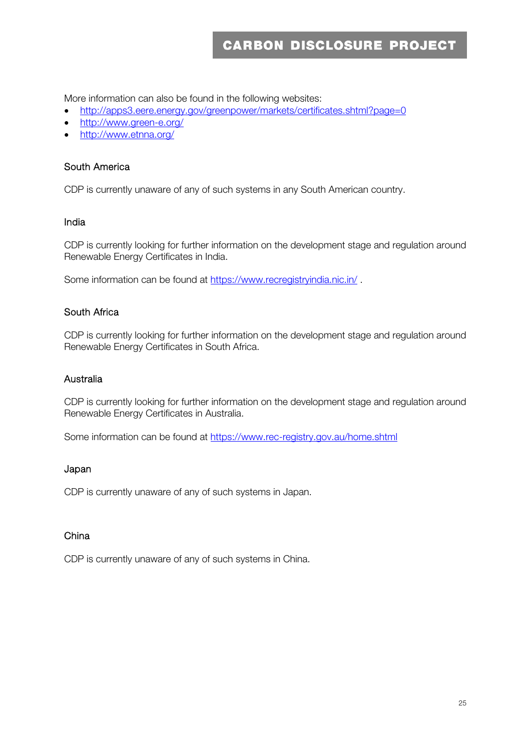More information can also be found in the following websites:

- http://apps3.eere.energy.gov/greenpower/markets/certificates.shtml?page=0
- http://www.green-e.org/
- http://www.etnna.org/

### South America

CDP is currently unaware of any of such systems in any South American country.

### India

CDP is currently looking for further information on the development stage and regulation around Renewable Energy Certificates in India.

Some information can be found at https://www.recregistryindia.nic.in/ .

### South Africa

CDP is currently looking for further information on the development stage and regulation around Renewable Energy Certificates in South Africa.

### Australia

CDP is currently looking for further information on the development stage and regulation around Renewable Energy Certificates in Australia.

Some information can be found at https://www.rec-registry.gov.au/home.shtml

### Japan

CDP is currently unaware of any of such systems in Japan.

### China

CDP is currently unaware of any of such systems in China.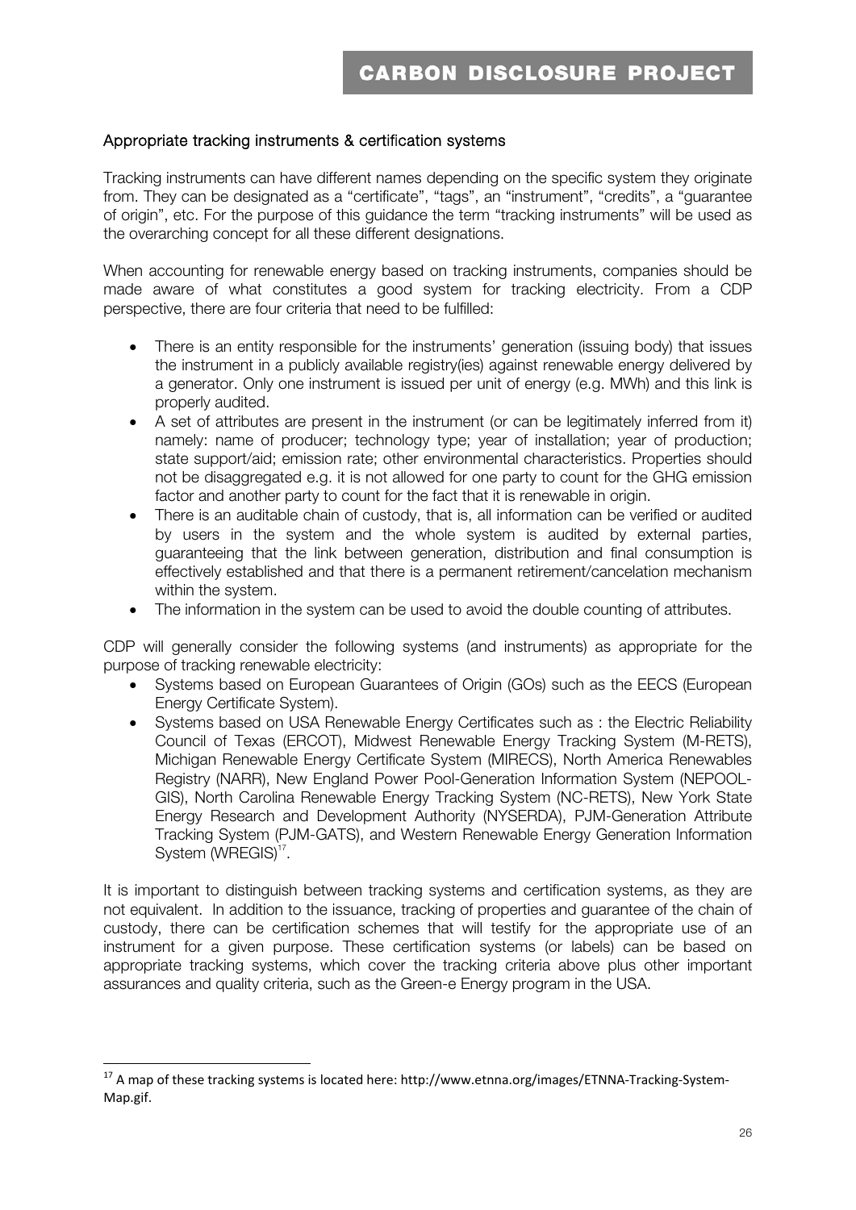## Appropriate tracking instruments & certification systems

Tracking instruments can have different names depending on the specific system they originate from. They can be designated as a "certificate", "tags", an "instrument", "credits", a "guarantee of origin", etc. For the purpose of this guidance the term "tracking instruments" will be used as the overarching concept for all these different designations.

When accounting for renewable energy based on tracking instruments, companies should be made aware of what constitutes a good system for tracking electricity. From a CDP perspective, there are four criteria that need to be fulfilled:

- There is an entity responsible for the instruments' generation (issuing body) that issues the instrument in a publicly available registry(ies) against renewable energy delivered by a generator. Only one instrument is issued per unit of energy (e.g. MWh) and this link is properly audited.
- A set of attributes are present in the instrument (or can be legitimately inferred from it) namely: name of producer; technology type; year of installation; year of production; state support/aid; emission rate; other environmental characteristics. Properties should not be disaggregated e.g. it is not allowed for one party to count for the GHG emission factor and another party to count for the fact that it is renewable in origin.
- There is an auditable chain of custody, that is, all information can be verified or audited by users in the system and the whole system is audited by external parties, guaranteeing that the link between generation, distribution and final consumption is effectively established and that there is a permanent retirement/cancelation mechanism within the system.
- The information in the system can be used to avoid the double counting of attributes.

CDP will generally consider the following systems (and instruments) as appropriate for the purpose of tracking renewable electricity:

- Systems based on European Guarantees of Origin (GOs) such as the EECS (European Energy Certificate System).
- Systems based on USA Renewable Energy Certificates such as : the Electric Reliability Council of Texas (ERCOT), Midwest Renewable Energy Tracking System (M-RETS), Michigan Renewable Energy Certificate System (MIRECS), North America Renewables Registry (NARR), New England Power Pool-Generation Information System (NEPOOL-GIS), North Carolina Renewable Energy Tracking System (NC-RETS), New York State Energy Research and Development Authority (NYSERDA), PJM-Generation Attribute Tracking System (PJM-GATS), and Western Renewable Energy Generation Information System (WREGIS)[17].

It is important to distinguish between tracking systems and certification systems, as they are not equivalent. In addition to the issuance, tracking of properties and guarantee of the chain of custody, there can be certification schemes that will testify for the appropriate use of an instrument for a given purpose. These certification systems (or labels) can be based on appropriate tracking systems, which cover the tracking criteria above plus other important assurances and quality criteria, such as the Green-e Energy program in the USA.

---

[17] A map of these tracking systems is located here: http://www.etnna.org/images/ETNNA-Tracking-System-Map.gif.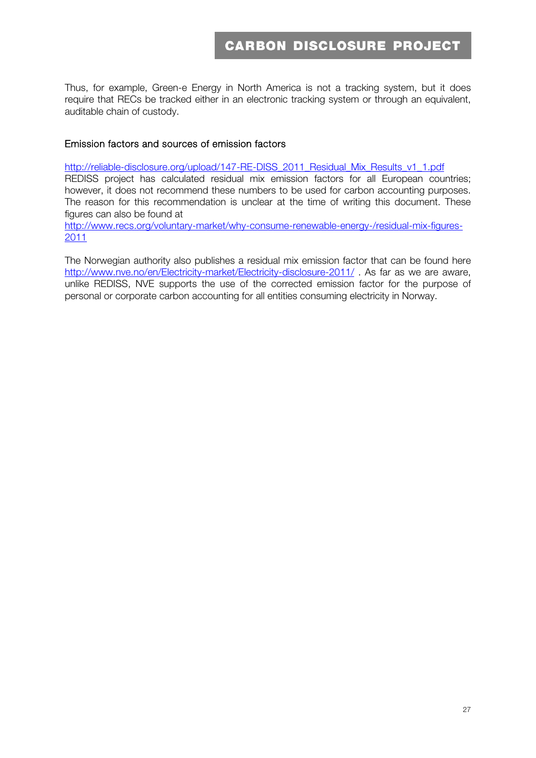Thus, for example, Green-e Energy in North America is not a tracking system, but it does require that RECs be tracked either in an electronic tracking system or through an equivalent, auditable chain of custody.

### Emission factors and sources of emission factors

http://reliable-disclosure.org/upload/147-RE-DISS_2011_Residual_Mix_Results_v1_1.pdf
REDISS project has calculated residual mix emission factors for all European countries; however, it does not recommend these numbers to be used for carbon accounting purposes. The reason for this recommendation is unclear at the time of writing this document. These figures can also be found at
http://www.recs.org/voluntary-market/why-consume-renewable-energy-/residual-mix-figures-2011

The Norwegian authority also publishes a residual mix emission factor that can be found here http://www.nve.no/en/Electricity-market/Electricity-disclosure-2011/ . As far as we are aware, unlike REDISS, NVE supports the use of the corrected emission factor for the purpose of personal or corporate carbon accounting for all entities consuming electricity in Norway.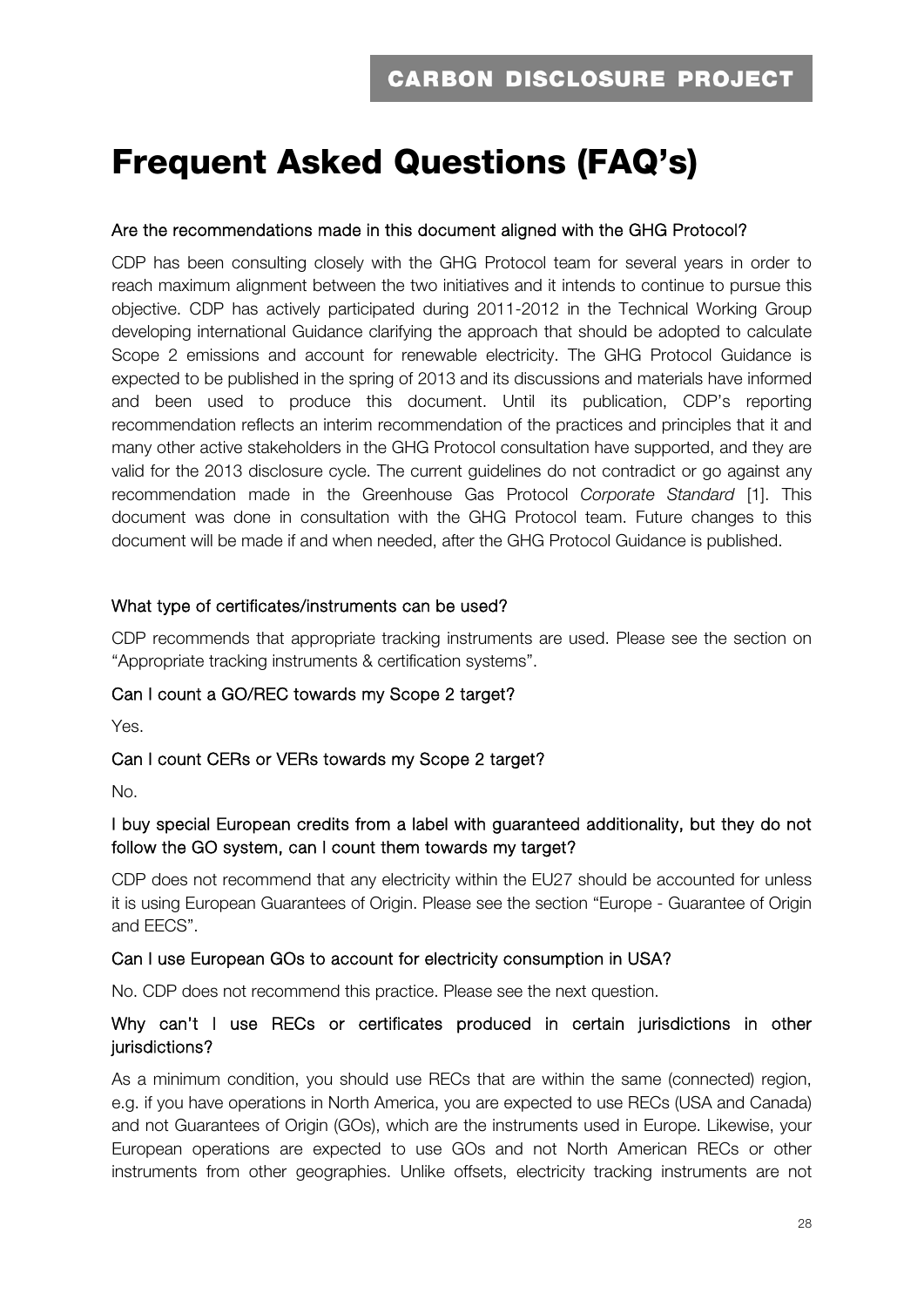# Frequent Asked Questions (FAQ's)

**Are the recommendations made in this document aligned with the GHG Protocol?**

CDP has been consulting closely with the GHG Protocol team for several years in order to reach maximum alignment between the two initiatives and it intends to continue to pursue this objective. CDP has actively participated during 2011-2012 in the Technical Working Group developing international Guidance clarifying the approach that should be adopted to calculate Scope 2 emissions and account for renewable electricity. The GHG Protocol Guidance is expected to be published in the spring of 2013 and its discussions and materials have informed and been used to produce this document. Until its publication, CDP's reporting recommendation reflects an interim recommendation of the practices and principles that it and many other active stakeholders in the GHG Protocol consultation have supported, and they are valid for the 2013 disclosure cycle. The current guidelines do not contradict or go against any recommendation made in the Greenhouse Gas Protocol *Corporate Standard* [1]. This document was done in consultation with the GHG Protocol team. Future changes to this document will be made if and when needed, after the GHG Protocol Guidance is published.

**What type of certificates/instruments can be used?**

CDP recommends that appropriate tracking instruments are used. Please see the section on "Appropriate tracking instruments & certification systems".

**Can I count a GO/REC towards my Scope 2 target?**

Yes.

**Can I count CERs or VERs towards my Scope 2 target?**

No.

**I buy special European credits from a label with guaranteed additionality, but they do not follow the GO system, can I count them towards my target?**

CDP does not recommend that any electricity within the EU27 should be accounted for unless it is using European Guarantees of Origin. Please see the section "Europe - Guarantee of Origin and EECS".

**Can I use European GOs to account for electricity consumption in USA?**

No. CDP does not recommend this practice. Please see the next question.

**Why can't I use RECs or certificates produced in certain jurisdictions in other jurisdictions?**

As a minimum condition, you should use RECs that are within the same (connected) region, e.g. if you have operations in North America, you are expected to use RECs (USA and Canada) and not Guarantees of Origin (GOs), which are the instruments used in Europe. Likewise, your European operations are expected to use GOs and not North American RECs or other instruments from other geographies. Unlike offsets, electricity tracking instruments are not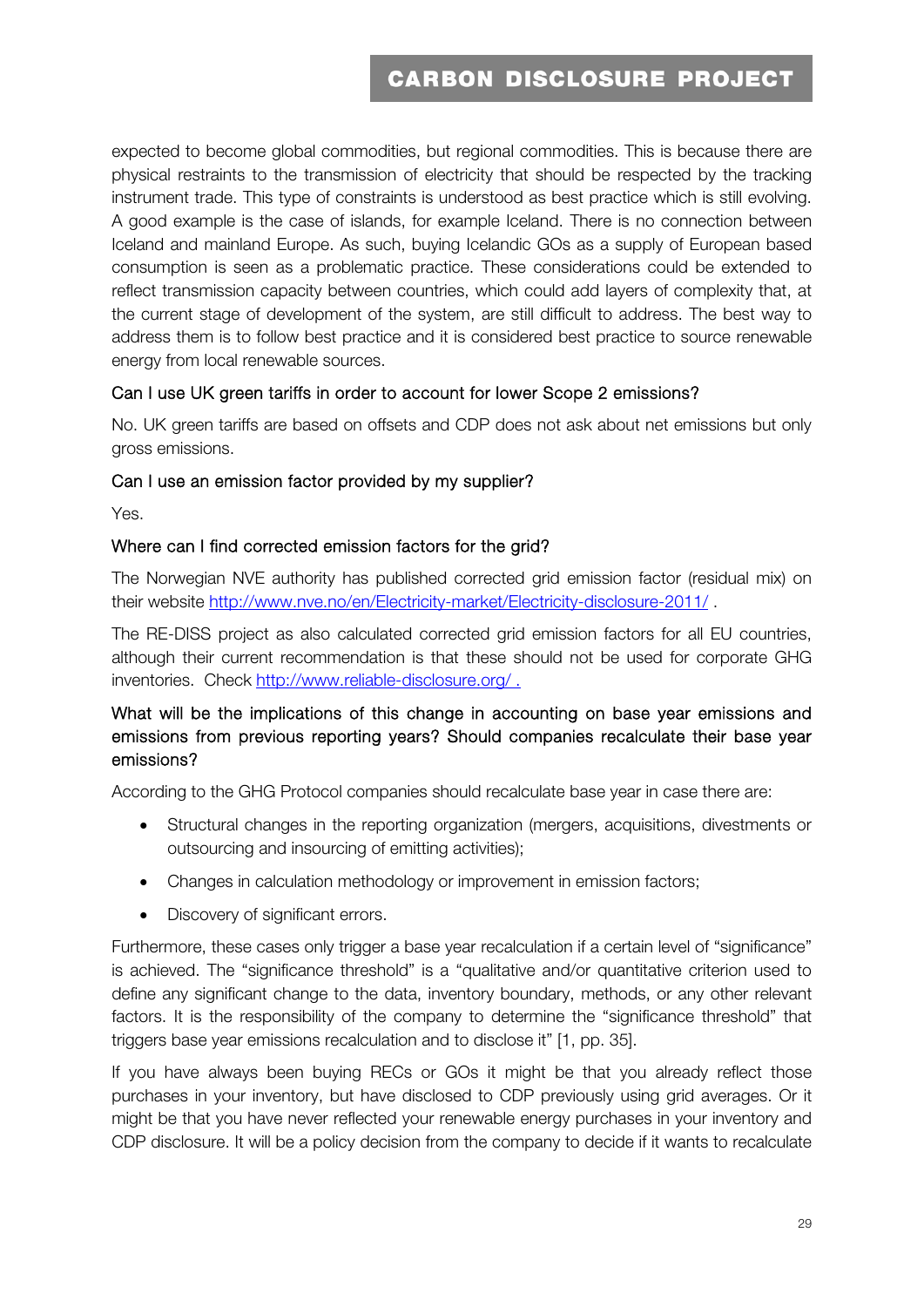expected to become global commodities, but regional commodities. This is because there are physical restraints to the transmission of electricity that should be respected by the tracking instrument trade. This type of constraints is understood as best practice which is still evolving. A good example is the case of islands, for example Iceland. There is no connection between Iceland and mainland Europe. As such, buying Icelandic GOs as a supply of European based consumption is seen as a problematic practice. These considerations could be extended to reflect transmission capacity between countries, which could add layers of complexity that, at the current stage of development of the system, are still difficult to address. The best way to address them is to follow best practice and it is considered best practice to source renewable energy from local renewable sources.

### Can I use UK green tariffs in order to account for lower Scope 2 emissions?

No. UK green tariffs are based on offsets and CDP does not ask about net emissions but only gross emissions.

### Can I use an emission factor provided by my supplier?

Yes.

### Where can I find corrected emission factors for the grid?

The Norwegian NVE authority has published corrected grid emission factor (residual mix) on their website http://www.nve.no/en/Electricity-market/Electricity-disclosure-2011/ .

The RE-DISS project as also calculated corrected grid emission factors for all EU countries, although their current recommendation is that these should not be used for corporate GHG inventories. Check http://www.reliable-disclosure.org/ .

### What will be the implications of this change in accounting on base year emissions and emissions from previous reporting years? Should companies recalculate their base year emissions?

According to the GHG Protocol companies should recalculate base year in case there are:

- Structural changes in the reporting organization (mergers, acquisitions, divestments or outsourcing and insourcing of emitting activities);
- Changes in calculation methodology or improvement in emission factors;
- Discovery of significant errors.

Furthermore, these cases only trigger a base year recalculation if a certain level of “significance” is achieved. The “significance threshold” is a “qualitative and/or quantitative criterion used to define any significant change to the data, inventory boundary, methods, or any other relevant factors. It is the responsibility of the company to determine the “significance threshold” that triggers base year emissions recalculation and to disclose it” [1, pp. 35].

If you have always been buying RECs or GOs it might be that you already reflect those purchases in your inventory, but have disclosed to CDP previously using grid averages. Or it might be that you have never reflected your renewable energy purchases in your inventory and CDP disclosure. It will be a policy decision from the company to decide if it wants to recalculate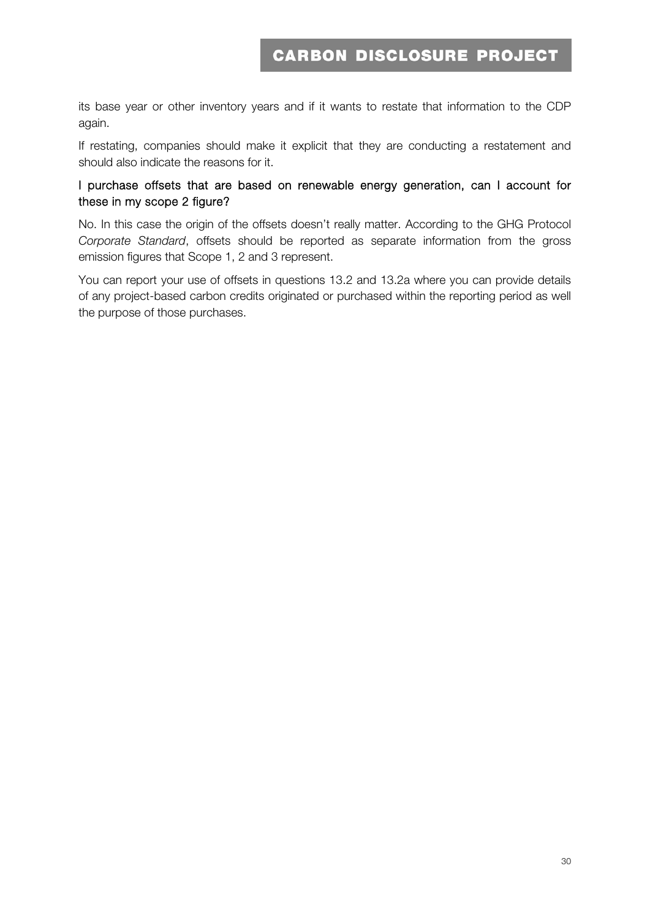its base year or other inventory years and if it wants to restate that information to the CDP again.

If restating, companies should make it explicit that they are conducting a restatement and should also indicate the reasons for it.

### I purchase offsets that are based on renewable energy generation, can I account for these in my scope 2 figure?

No. In this case the origin of the offsets doesn't really matter. According to the GHG Protocol *Corporate Standard*, offsets should be reported as separate information from the gross emission figures that Scope 1, 2 and 3 represent.

You can report your use of offsets in questions 13.2 and 13.2a where you can provide details of any project-based carbon credits originated or purchased within the reporting period as well the purpose of those purchases.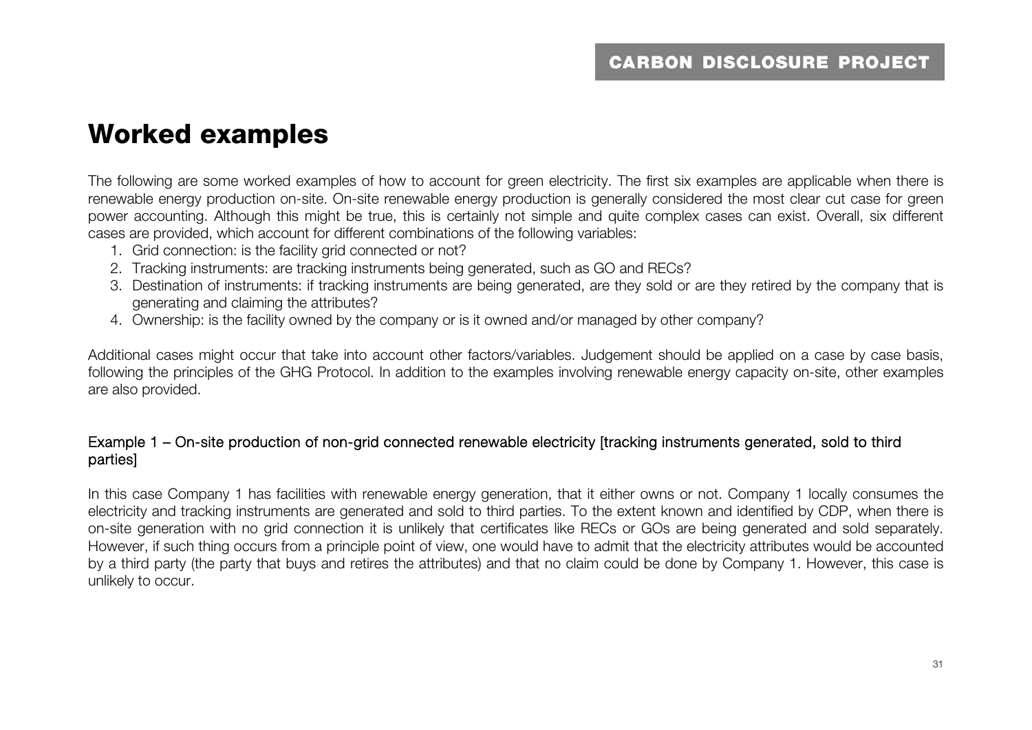# Worked examples

The following are some worked examples of how to account for green electricity. The first six examples are applicable when there is renewable energy production on-site. On-site renewable energy production is generally considered the most clear cut case for green power accounting. Although this might be true, this is certainly not simple and quite complex cases can exist. Overall, six different cases are provided, which account for different combinations of the following variables:

1. Grid connection: is the facility grid connected or not?
2. Tracking instruments: are tracking instruments being generated, such as GO and RECs?
3. Destination of instruments: if tracking instruments are being generated, are they sold or are they retired by the company that is generating and claiming the attributes?
4. Ownership: is the facility owned by the company or is it owned and/or managed by other company?

Additional cases might occur that take into account other factors/variables. Judgement should be applied on a case by case basis, following the principles of the GHG Protocol. In addition to the examples involving renewable energy capacity on-site, other examples are also provided.

## Example 1 – On-site production of non-grid connected renewable electricity [tracking instruments generated, sold to third parties]

In this case Company 1 has facilities with renewable energy generation, that it either owns or not. Company 1 locally consumes the electricity and tracking instruments are generated and sold to third parties. To the extent known and identified by CDP, when there is on-site generation with no grid connection it is unlikely that certificates like RECs or GOs are being generated and sold separately. However, if such thing occurs from a principle point of view, one would have to admit that the electricity attributes would be accounted by a third party (the party that buys and retires the attributes) and that no claim could be done by Company 1. However, this case is unlikely to occur.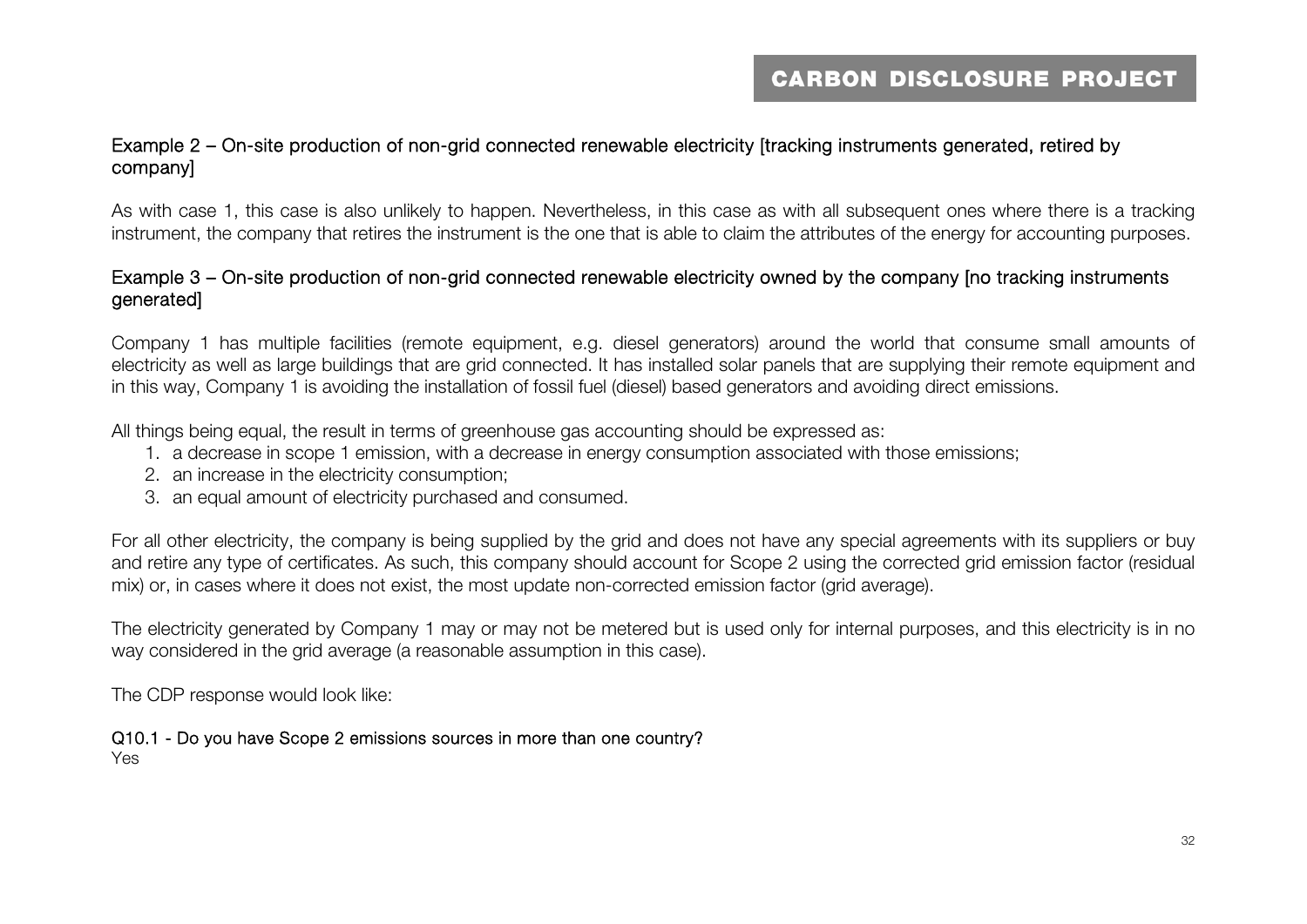### Example 2 – On-site production of non-grid connected renewable electricity [tracking instruments generated, retired by company]

As with case 1, this case is also unlikely to happen. Nevertheless, in this case as with all subsequent ones where there is a tracking instrument, the company that retires the instrument is the one that is able to claim the attributes of the energy for accounting purposes.

### Example 3 – On-site production of non-grid connected renewable electricity owned by the company [no tracking instruments generated]

Company 1 has multiple facilities (remote equipment, e.g. diesel generators) around the world that consume small amounts of electricity as well as large buildings that are grid connected. It has installed solar panels that are supplying their remote equipment and in this way, Company 1 is avoiding the installation of fossil fuel (diesel) based generators and avoiding direct emissions.

All things being equal, the result in terms of greenhouse gas accounting should be expressed as:

1. a decrease in scope 1 emission, with a decrease in energy consumption associated with those emissions;
2. an increase in the electricity consumption;
3. an equal amount of electricity purchased and consumed.

For all other electricity, the company is being supplied by the grid and does not have any special agreements with its suppliers or buy and retire any type of certificates. As such, this company should account for Scope 2 using the corrected grid emission factor (residual mix) or, in cases where it does not exist, the most update non-corrected emission factor (grid average).

The electricity generated by Company 1 may or may not be metered but is used only for internal purposes, and this electricity is in no way considered in the grid average (a reasonable assumption in this case).

The CDP response would look like:

**Q10.1 - Do you have Scope 2 emissions sources in more than one country?**
Yes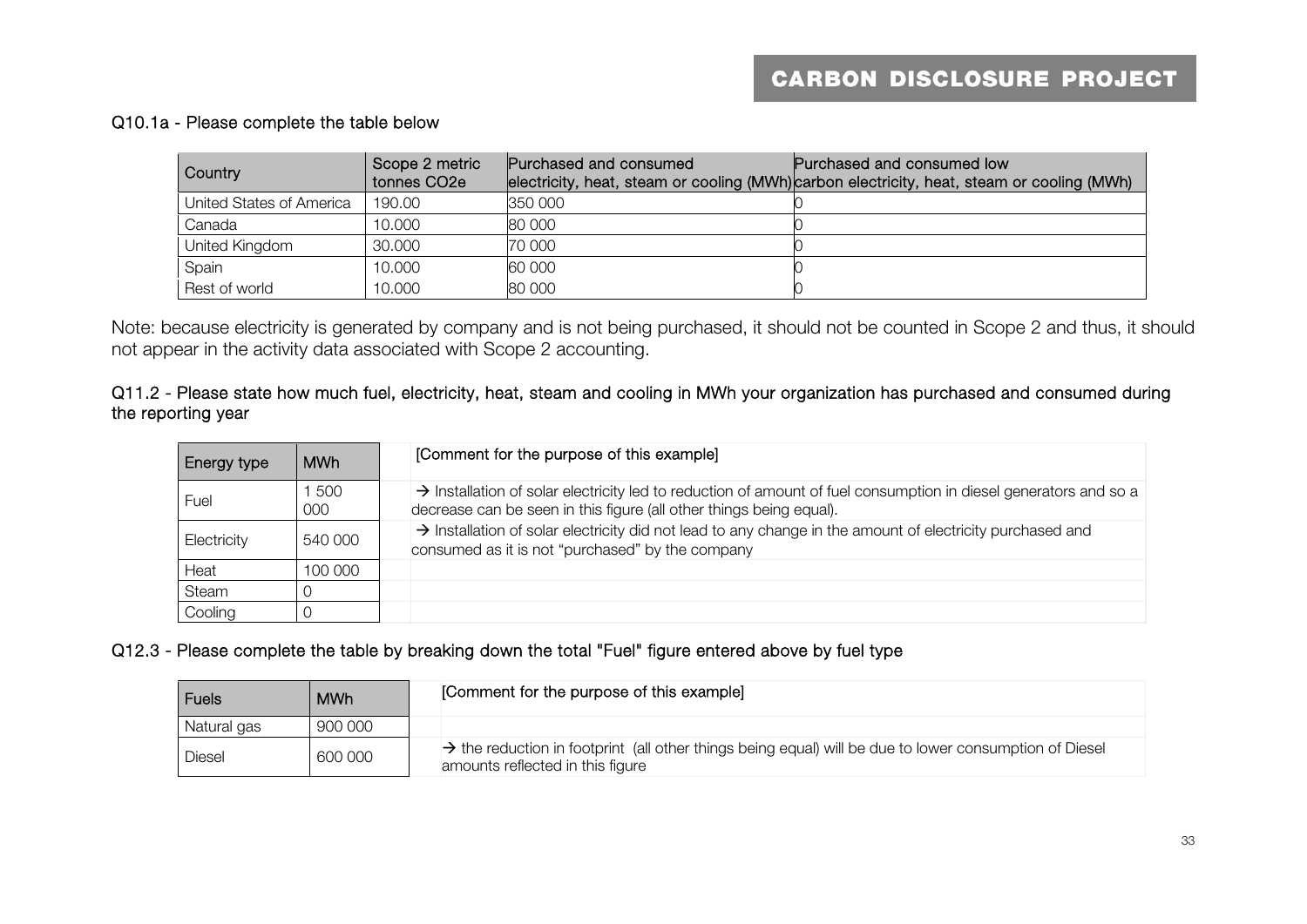Q10.1a - Please complete the table below

| Country | Scope 2 metric tonnes $CO_2e$ | Purchased and consumed electricity, heat, steam or cooling (MWh) | Purchased and consumed low carbon electricity, heat, steam or cooling (MWh) |
|---|---|---|---|
| United States of America | 190.00 | 350 000 | 0 |
| Canada | 10.000 | 80 000 | 0 |
| United Kingdom | 30.000 | 70 000 | 0 |
| Spain | 10.000 | 60 000 | 0 |
| Rest of world | 10.000 | 80 000 | 0 |

Note: because electricity is generated by company and is not being purchased, it should not be counted in Scope 2 and thus, it should not appear in the activity data associated with Scope 2 accounting.

Q11.2 - Please state how much fuel, electricity, heat, steam and cooling in MWh your organization has purchased and consumed during the reporting year

| Energy type | MWh | [Comment for the purpose of this example] |
|---|---|---|
| Fuel | 1 500 000 | → Installation of solar electricity led to reduction of amount of fuel consumption in diesel generators and so a decrease can be seen in this figure (all other things being equal). |
| Electricity | 540 000 | → Installation of solar electricity did not lead to any change in the amount of electricity purchased and consumed as it is not "purchased" by the company |
| Heat | 100 000 | |
| Steam | 0 | |
| Cooling | 0 | |

Q12.3 - Please complete the table by breaking down the total "Fuel" figure entered above by fuel type

| Fuels | MWh | [Comment for the purpose of this example] |
|---|---|---|
| Natural gas | 900 000 | |
| Diesel | 600 000 | → the reduction in footprint (all other things being equal) will be due to lower consumption of Diesel amounts reflected in this figure |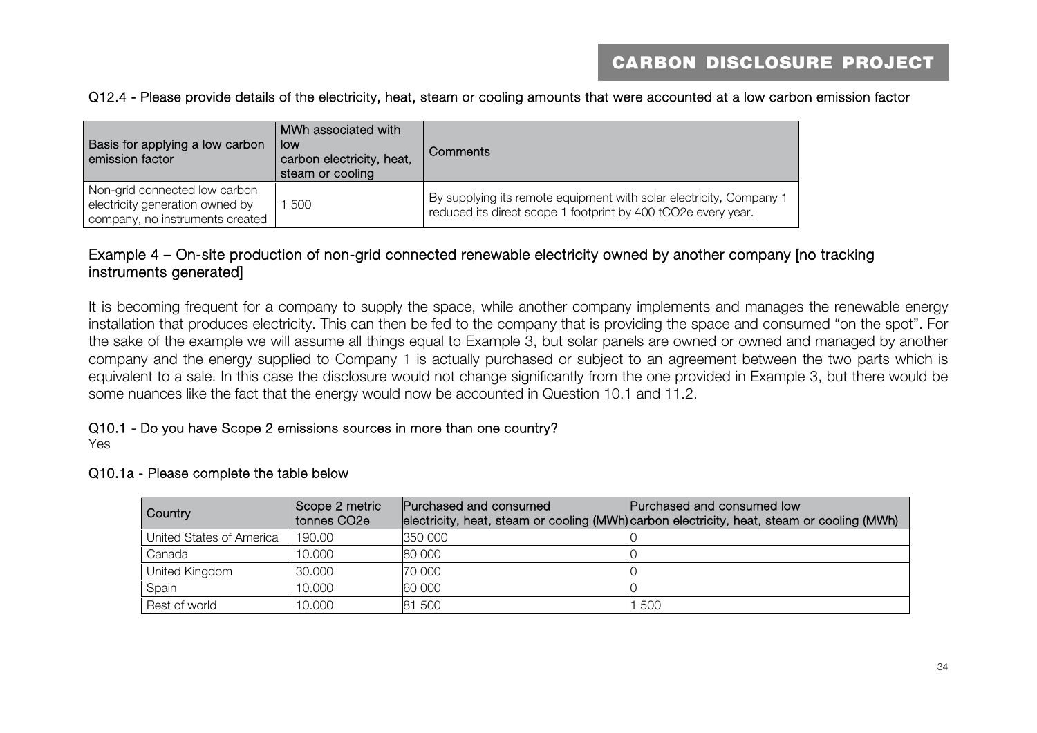Q12.4 - Please provide details of the electricity, heat, steam or cooling amounts that were accounted at a low carbon emission factor

| Basis for applying a low carbon emission factor | MWh associated with low carbon electricity, heat, steam or cooling | Comments |
|---|---|---|
| Non-grid connected low carbon electricity generation owned by company, no instruments created | 1 500 | By supplying its remote equipment with solar electricity, Company 1 reduced its direct scope 1 footprint by 400 tCO2e every year. |

## Example 4 – On-site production of non-grid connected renewable electricity owned by another company [no tracking instruments generated]

It is becoming frequent for a company to supply the space, while another company implements and manages the renewable energy installation that produces electricity. This can then be fed to the company that is providing the space and consumed "on the spot". For the sake of the example we will assume all things equal to Example 3, but solar panels are owned or owned and managed by another company and the energy supplied to Company 1 is actually purchased or subject to an agreement between the two parts which is equivalent to a sale. In this case the disclosure would not change significantly from the one provided in Example 3, but there would be some nuances like the fact that the energy would now be accounted in Question 10.1 and 11.2.

Q10.1 - Do you have Scope 2 emissions sources in more than one country?
Yes

Q10.1a - Please complete the table below

| Country | Scope 2 metric tonnes CO2e | Purchased and consumed electricity, heat, steam or cooling (MWh) | Purchased and consumed low carbon electricity, heat, steam or cooling (MWh) |
|---|---|---|---|
| United States of America | 190.00 | 350 000 | 0 |
| Canada | 10.000 | 80 000 | 0 |
| United Kingdom | 30.000 | 70 000 | 0 |
| Spain | 10.000 | 60 000 | 0 |
| Rest of world | 10.000 | 81 500 | 1 500 |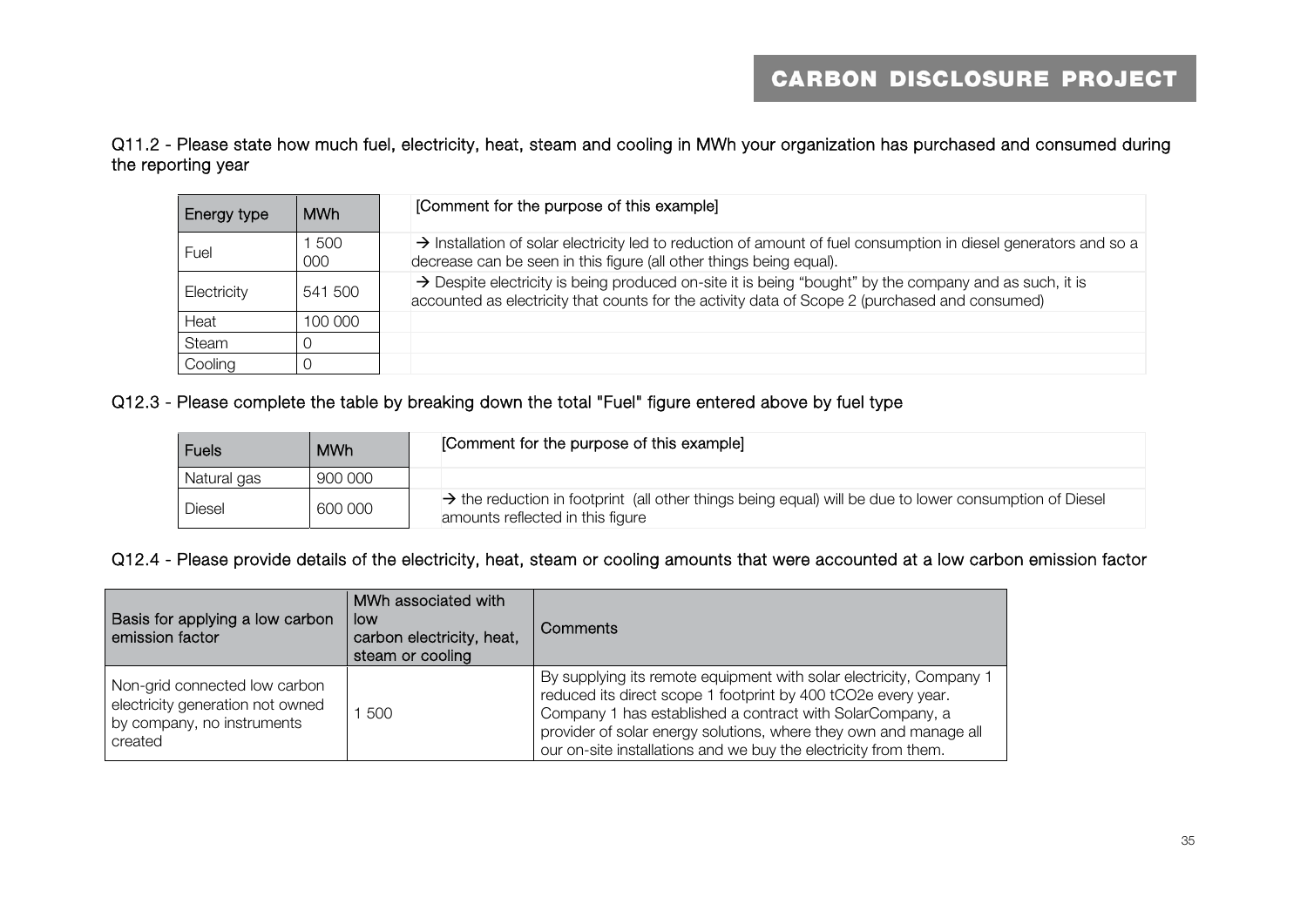Q11.2 - Please state how much fuel, electricity, heat, steam and cooling in MWh your organization has purchased and consumed during the reporting year

| Energy type | MWh | [Comment for the purpose of this example] |
|---|---|---|
| Fuel | 1 500 000 | → Installation of solar electricity led to reduction of amount of fuel consumption in diesel generators and so a decrease can be seen in this figure (all other things being equal). |
| Electricity | 541 500 | → Despite electricity is being produced on-site it is being "bought" by the company and as such, it is accounted as electricity that counts for the activity data of Scope 2 (purchased and consumed) |
| Heat | 100 000 | |
| Steam | 0 | |
| Cooling | 0 | |

Q12.3 - Please complete the table by breaking down the total "Fuel" figure entered above by fuel type

| Fuels | MWh | [Comment for the purpose of this example] |
|---|---|---|
| Natural gas | 900 000 | |
| Diesel | 600 000 | → the reduction in footprint (all other things being equal) will be due to lower consumption of Diesel amounts reflected in this figure |

Q12.4 - Please provide details of the electricity, heat, steam or cooling amounts that were accounted at a low carbon emission factor

| Basis for applying a low carbon emission factor | MWh associated with low carbon electricity, heat, steam or cooling | Comments |
|---|---|---|
| Non-grid connected low carbon electricity generation not owned by company, no instruments created | 1 500 | By supplying its remote equipment with solar electricity, Company 1 reduced its direct scope 1 footprint by 400 tCO2e every year. Company 1 has established a contract with SolarCompany, a provider of solar energy solutions, where they own and manage all our on-site installations and we buy the electricity from them. |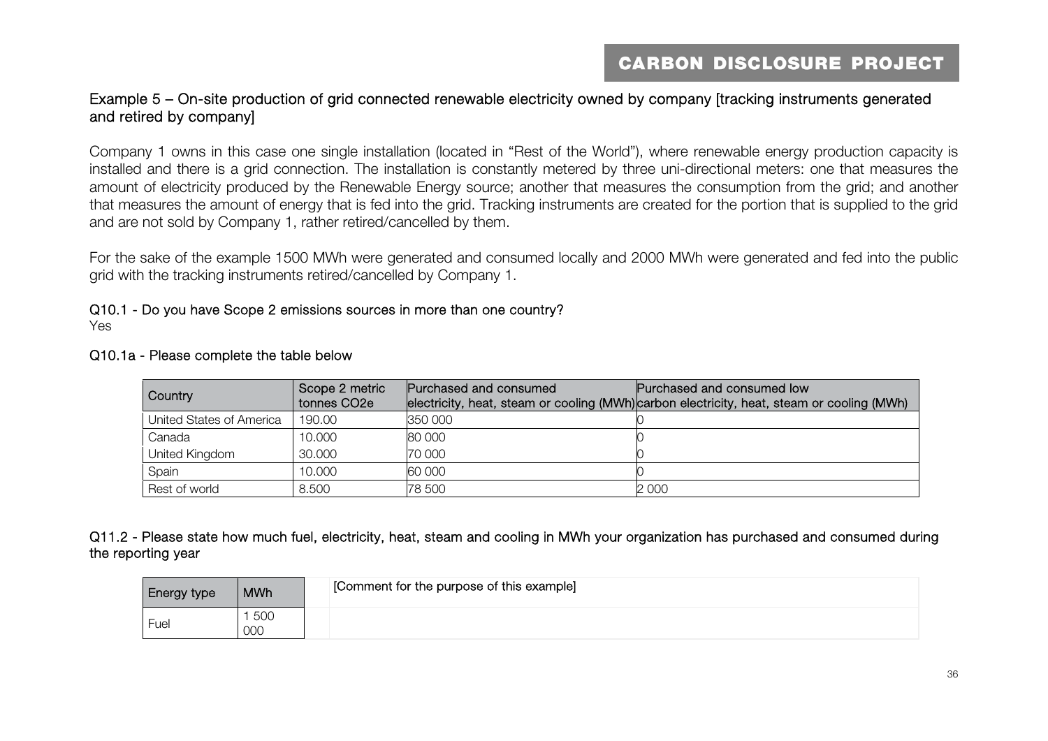## Example 5 – On-site production of grid connected renewable electricity owned by company [tracking instruments generated and retired by company]

Company 1 owns in this case one single installation (located in "Rest of the World"), where renewable energy production capacity is installed and there is a grid connection. The installation is constantly metered by three uni-directional meters: one that measures the amount of electricity produced by the Renewable Energy source; another that measures the consumption from the grid; and another that measures the amount of energy that is fed into the grid. Tracking instruments are created for the portion that is supplied to the grid and are not sold by Company 1, rather retired/cancelled by them.

For the sake of the example 1500 MWh were generated and consumed locally and 2000 MWh were generated and fed into the public grid with the tracking instruments retired/cancelled by Company 1.

### Q10.1 - Do you have Scope 2 emissions sources in more than one country?

Yes

### Q10.1a - Please complete the table below

| Country | Scope 2 metric tonnes $CO_2e$ | Purchased and consumed electricity, heat, steam or cooling (MWh) | Purchased and consumed low carbon electricity, heat, steam or cooling (MWh) |
|---|---|---|---|
| United States of America | 190.00 | 350 000 | 0 |
| Canada | 10.000 | 80 000 | 0 |
| United Kingdom | 30.000 | 70 000 | 0 |
| Spain | 10.000 | 60 000 | 0 |
| Rest of world | 8.500 | 78 500 | 2 000 |

### Q11.2 - Please state how much fuel, electricity, heat, steam and cooling in MWh your organization has purchased and consumed during the reporting year

| Energy type | MWh | [Comment for the purpose of this example] |
|---|---|---|
| Fuel | 1 500 000 | |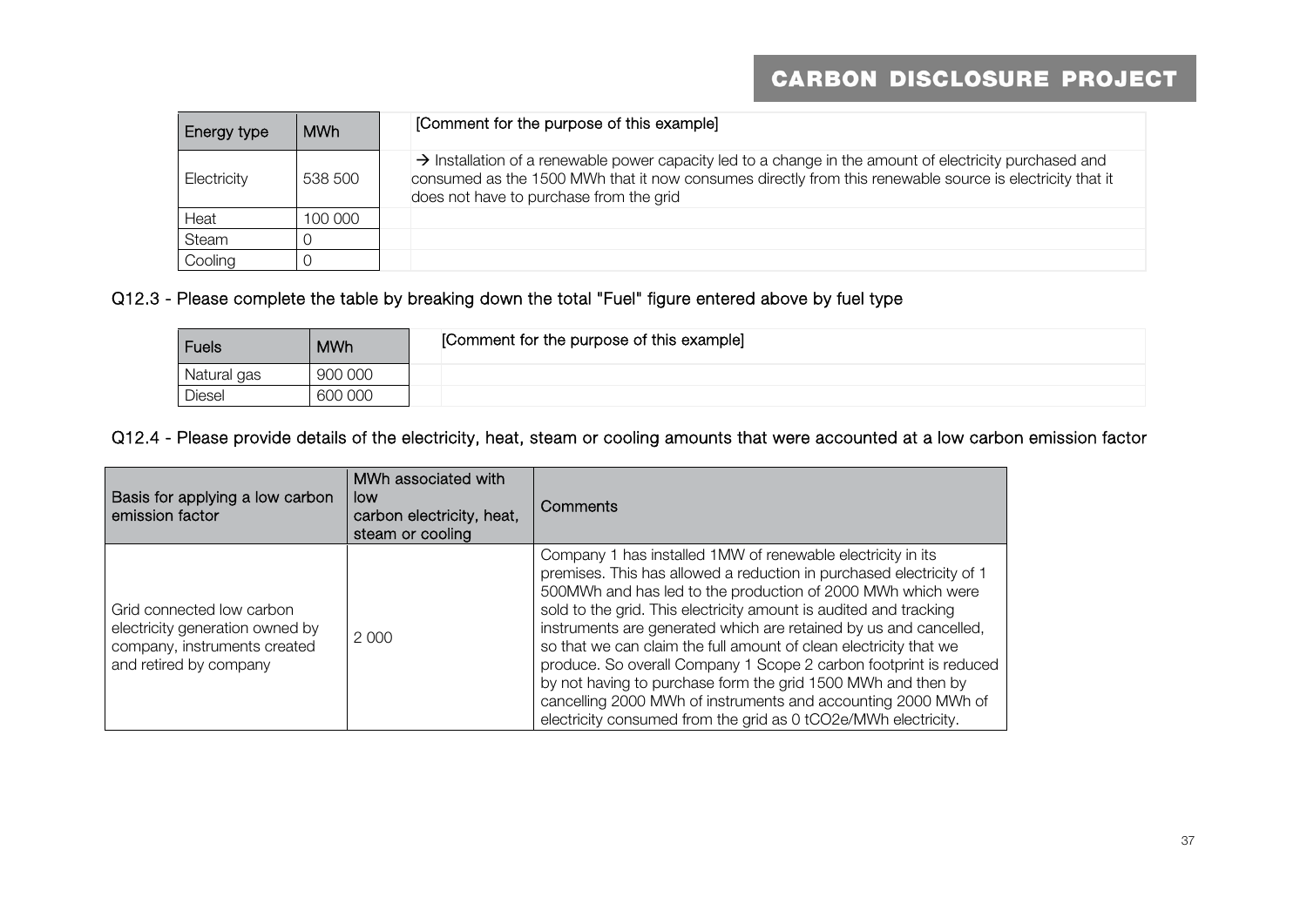| Energy type | MWh | [Comment for the purpose of this example] |
|---|---|---|
| Electricity | 538 500 | → Installation of a renewable power capacity led to a change in the amount of electricity purchased and consumed as the 1500 MWh that it now consumes directly from this renewable source is electricity that it does not have to purchase from the grid |
| Heat | 100 000 | |
| Steam | 0 | |
| Cooling | 0 | |

### Q12.3 - Please complete the table by breaking down the total "Fuel" figure entered above by fuel type

| Fuels | MWh | [Comment for the purpose of this example] |
|---|---|---|
| Natural gas | 900 000 | |
| Diesel | 600 000 | |

### Q12.4 - Please provide details of the electricity, heat, steam or cooling amounts that were accounted at a low carbon emission factor

| Basis for applying a low carbon emission factor | MWh associated with low carbon electricity, heat, steam or cooling | Comments |
|---|---|---|
| Grid connected low carbon electricity generation owned by company, instruments created and retired by company | 2 000 | Company 1 has installed 1MW of renewable electricity in its premises. This has allowed a reduction in purchased electricity of 1 500MWh and has led to the production of 2000 MWh which were sold to the grid. This electricity amount is audited and tracking instruments are generated which are retained by us and cancelled, so that we can claim the full amount of clean electricity that we produce. So overall Company 1 Scope 2 carbon footprint is reduced by not having to purchase form the grid 1500 MWh and then by cancelling 2000 MWh of instruments and accounting 2000 MWh of electricity consumed from the grid as 0 tCO2e/MWh electricity. |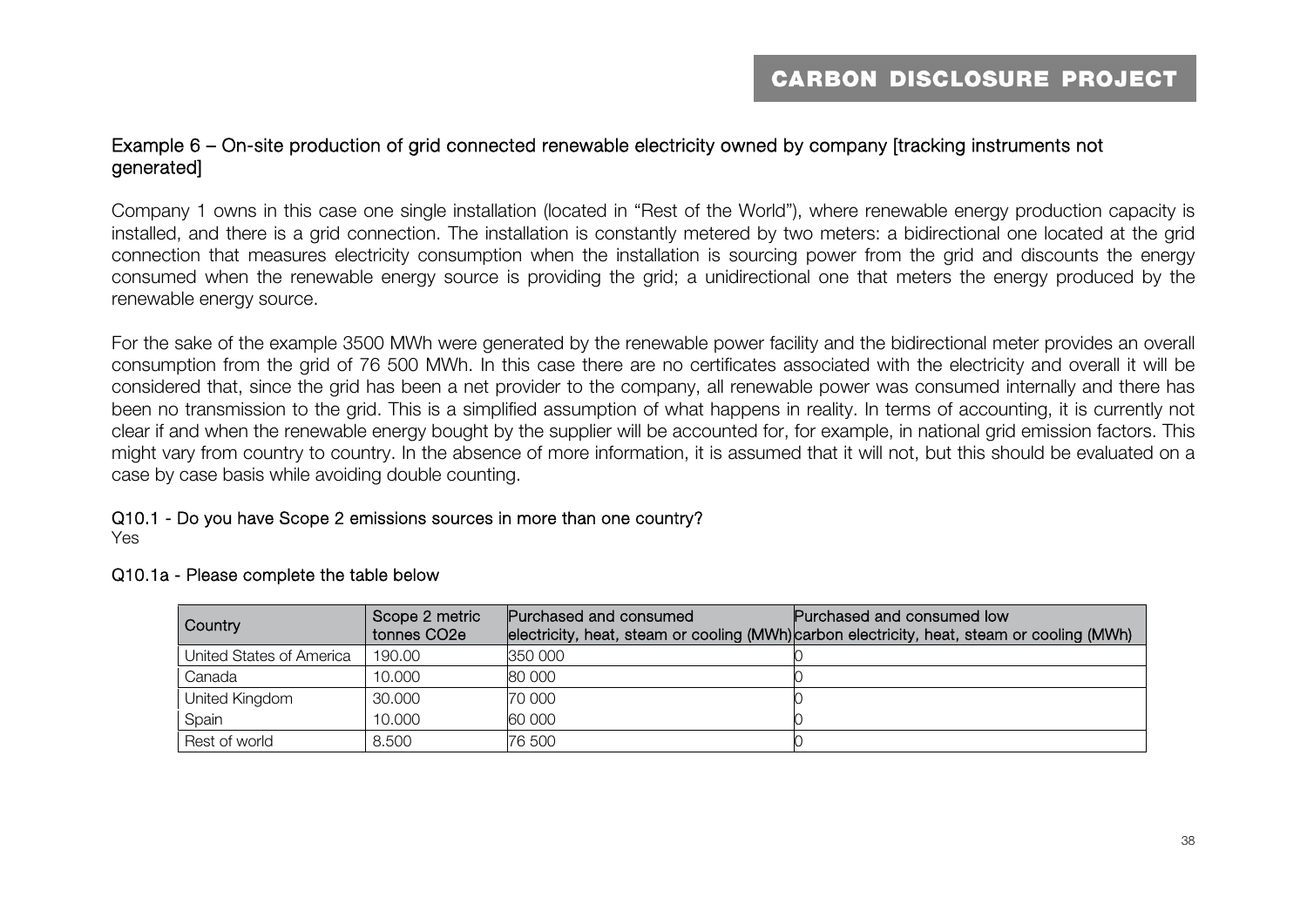## Example 6 – On-site production of grid connected renewable electricity owned by company [tracking instruments not generated]

Company 1 owns in this case one single installation (located in "Rest of the World"), where renewable energy production capacity is installed, and there is a grid connection. The installation is constantly metered by two meters: a bidirectional one located at the grid connection that measures electricity consumption when the installation is sourcing power from the grid and discounts the energy consumed when the renewable energy source is providing the grid; a unidirectional one that meters the energy produced by the renewable energy source.

For the sake of the example 3500 MWh were generated by the renewable power facility and the bidirectional meter provides an overall consumption from the grid of 76 500 MWh. In this case there are no certificates associated with the electricity and overall it will be considered that, since the grid has been a net provider to the company, all renewable power was consumed internally and there has been no transmission to the grid. This is a simplified assumption of what happens in reality. In terms of accounting, it is currently not clear if and when the renewable energy bought by the supplier will be accounted for, for example, in national grid emission factors. This might vary from country to country. In the absence of more information, it is assumed that it will not, but this should be evaluated on a case by case basis while avoiding double counting.

**Q10.1 - Do you have Scope 2 emissions sources in more than one country?**
Yes

**Q10.1a - Please complete the table below**

| Country | Scope 2 metric tonnes CO2e | Purchased and consumed electricity, heat, steam or cooling (MWh) | Purchased and consumed low carbon electricity, heat, steam or cooling (MWh) |
|---|---|---|---|
| United States of America | 190.00 | 350 000 | 0 |
| Canada | 10.000 | 80 000 | 0 |
| United Kingdom | 30.000 | 70 000 | 0 |
| Spain | 10.000 | 60 000 | 0 |
| Rest of world | 8.500 | 76 500 | 0 |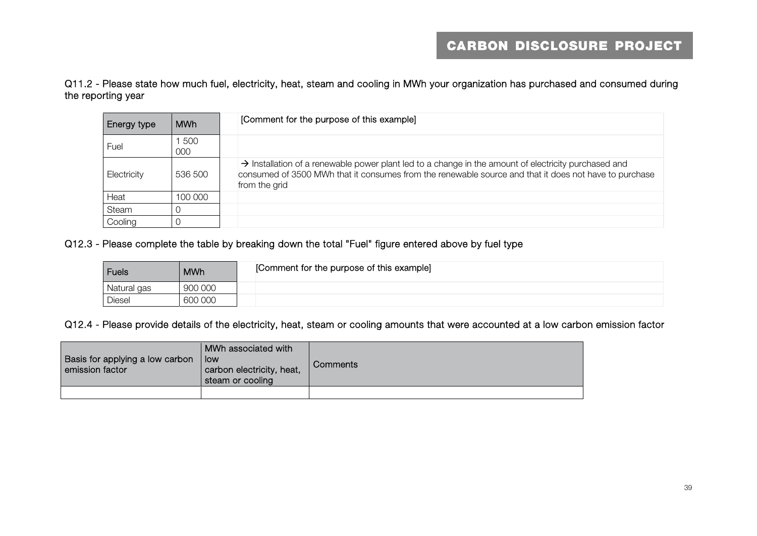Q11.2 - Please state how much fuel, electricity, heat, steam and cooling in MWh your organization has purchased and consumed during the reporting year

| Energy type | MWh | [Comment for the purpose of this example] |
|---|---|---|
| Fuel | 1 500 000 | |
| Electricity | 536 500 | → Installation of a renewable power plant led to a change in the amount of electricity purchased and consumed of 3500 MWh that it consumes from the renewable source and that it does not have to purchase from the grid |
| Heat | 100 000 | |
| Steam | 0 | |
| Cooling | 0 | |

Q12.3 - Please complete the table by breaking down the total "Fuel" figure entered above by fuel type

| Fuels | MWh | [Comment for the purpose of this example] |
|---|---|---|
| Natural gas | 900 000 | |
| Diesel | 600 000 | |

Q12.4 - Please provide details of the electricity, heat, steam or cooling amounts that were accounted at a low carbon emission factor

| Basis for applying a low carbon emission factor | MWh associated with low carbon electricity, heat, steam or cooling | Comments |
|---|---|---|
| | | |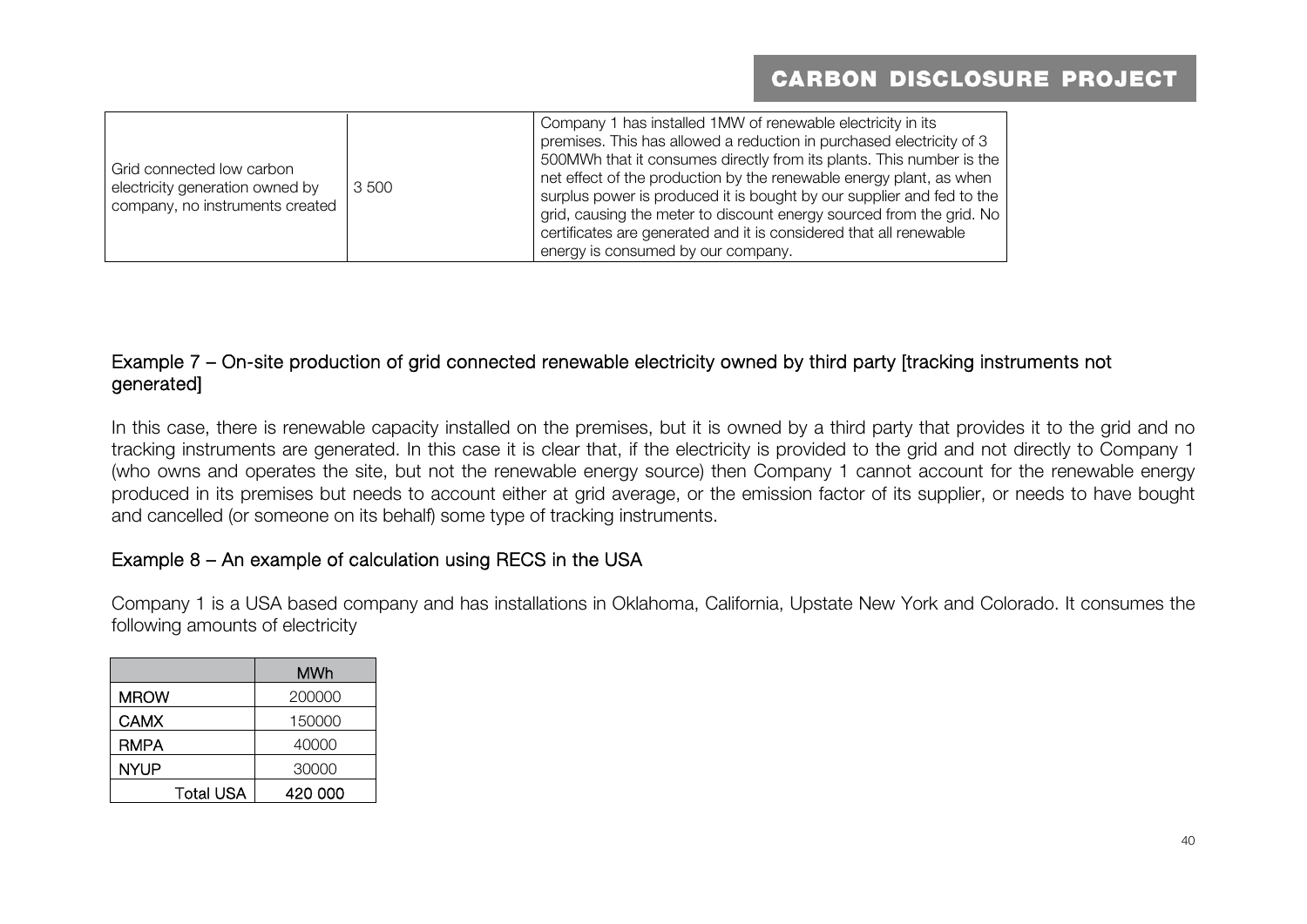| | | |
|---|---|---|
| Grid connected low carbon electricity generation owned by company, no instruments created | 3 500 | Company 1 has installed 1MW of renewable electricity in its premises. This has allowed a reduction in purchased electricity of 3 500MWh that it consumes directly from its plants. This number is the net effect of the production by the renewable energy plant, as when surplus power is produced it is bought by our supplier and fed to the grid, causing the meter to discount energy sourced from the grid. No certificates are generated and it is considered that all renewable energy is consumed by our company. |

### Example 7 – On-site production of grid connected renewable electricity owned by third party [tracking instruments not generated]

In this case, there is renewable capacity installed on the premises, but it is owned by a third party that provides it to the grid and no tracking instruments are generated. In this case it is clear that, if the electricity is provided to the grid and not directly to Company 1 (who owns and operates the site, but not the renewable energy source) then Company 1 cannot account for the renewable energy produced in its premises but needs to account either at grid average, or the emission factor of its supplier, or needs to have bought and cancelled (or someone on its behalf) some type of tracking instruments.

### Example 8 – An example of calculation using RECS in the USA

Company 1 is a USA based company and has installations in Oklahoma, California, Upstate New York and Colorado. It consumes the following amounts of electricity

| | MWh |
|---|---|
| MROW | 200000 |
| CAMX | 150000 |
| RMPA | 40000 |
| NYUP | 30000 |
| Total USA | **420 000** |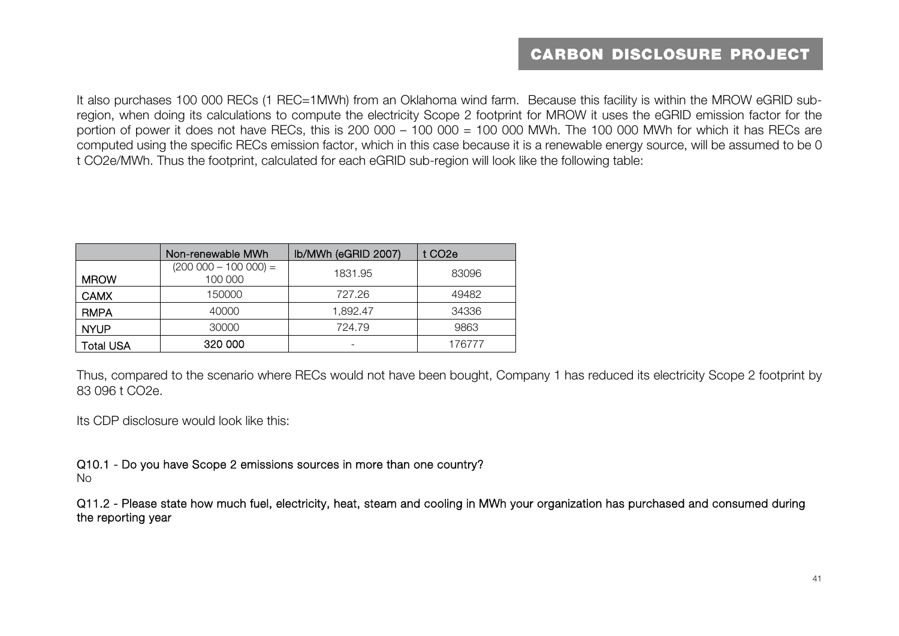It also purchases 100 000 RECs (1 REC=1MWh) from an Oklahoma wind farm. Because this facility is within the MROW eGRID sub-region, when doing its calculations to compute the electricity Scope 2 footprint for MROW it uses the eGRID emission factor for the portion of power it does not have RECs, this is 200 000 – 100 000 = 100 000 MWh. The 100 000 MWh for which it has RECs are computed using the specific RECs emission factor, which in this case because it is a renewable energy source, will be assumed to be 0 t CO2e/MWh. Thus the footprint, calculated for each eGRID sub-region will look like the following table:

| | Non-renewable MWh | lb/MWh (eGRID 2007) | t CO2e |
|---|---|---|---|
| MROW | (200 000 – 100 000) = 100 000 | 1831.95 | 83096 |
| CAMX | 150000 | 727.26 | 49482 |
| RMPA | 40000 | 1,892.47 | 34336 |
| NYUP | 30000 | 724.79 | 9863 |
| Total USA | 320 000 | - | 176777 |

Thus, compared to the scenario where RECs would not have been bought, Company 1 has reduced its electricity Scope 2 footprint by 83 096 t CO2e.

Its CDP disclosure would look like this:

**Q10.1 - Do you have Scope 2 emissions sources in more than one country?**
No

**Q11.2 - Please state how much fuel, electricity, heat, steam and cooling in MWh your organization has purchased and consumed during the reporting year**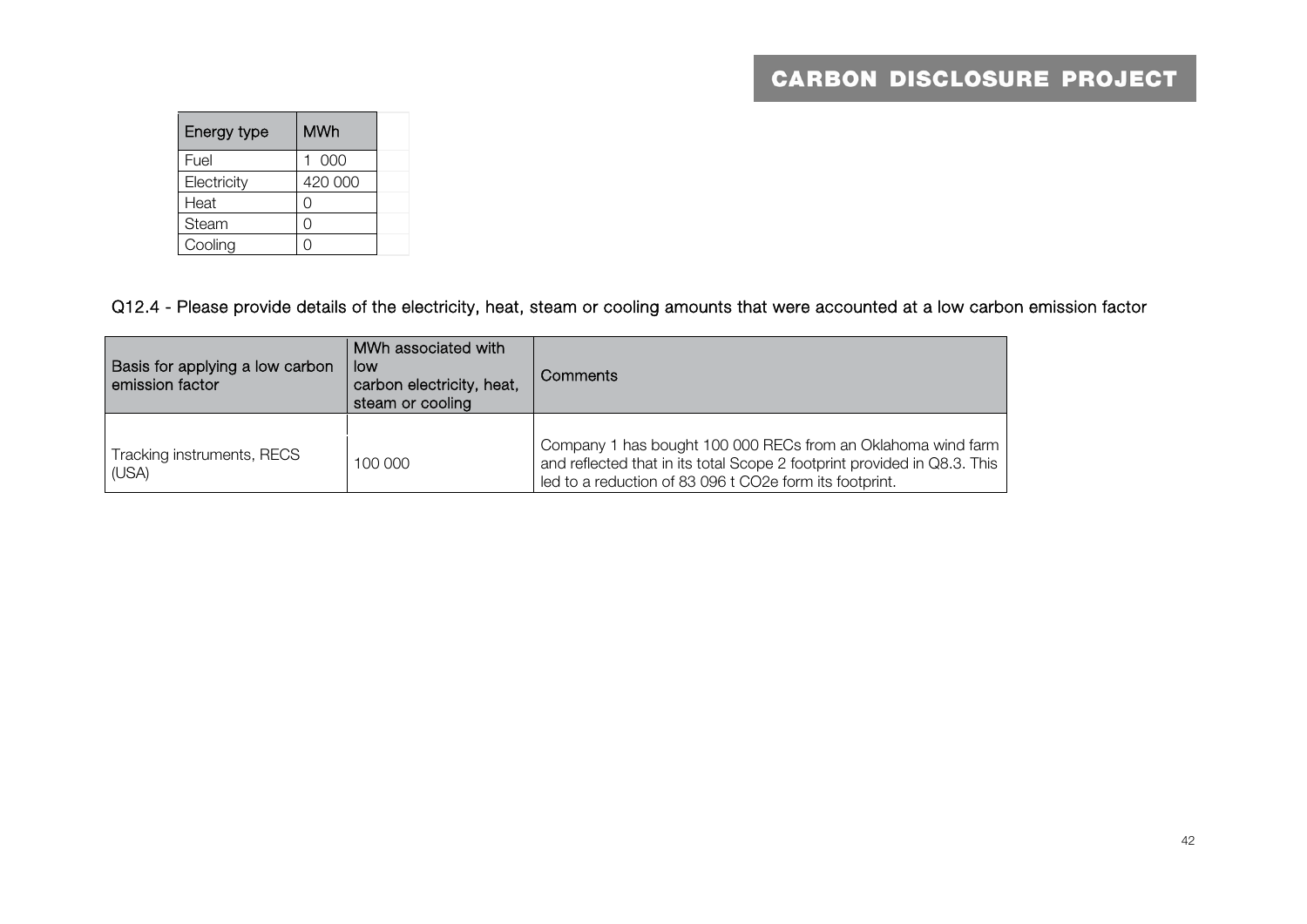| Energy type | MWh |
|---|---|
| Fuel | 1 000 |
| Electricity | 420 000 |
| Heat | 0 |
| Steam | 0 |
| Cooling | 0 |

Q12.4 - Please provide details of the electricity, heat, steam or cooling amounts that were accounted at a low carbon emission factor

| Basis for applying a low carbon emission factor | MWh associated with low carbon electricity, heat, steam or cooling | Comments |
|---|---|---|
| Tracking instruments, RECS (USA) | 100 000 | Company 1 has bought 100 000 RECs from an Oklahoma wind farm and reflected that in its total Scope 2 footprint provided in Q8.3. This led to a reduction of 83 096 t CO2e form its footprint. |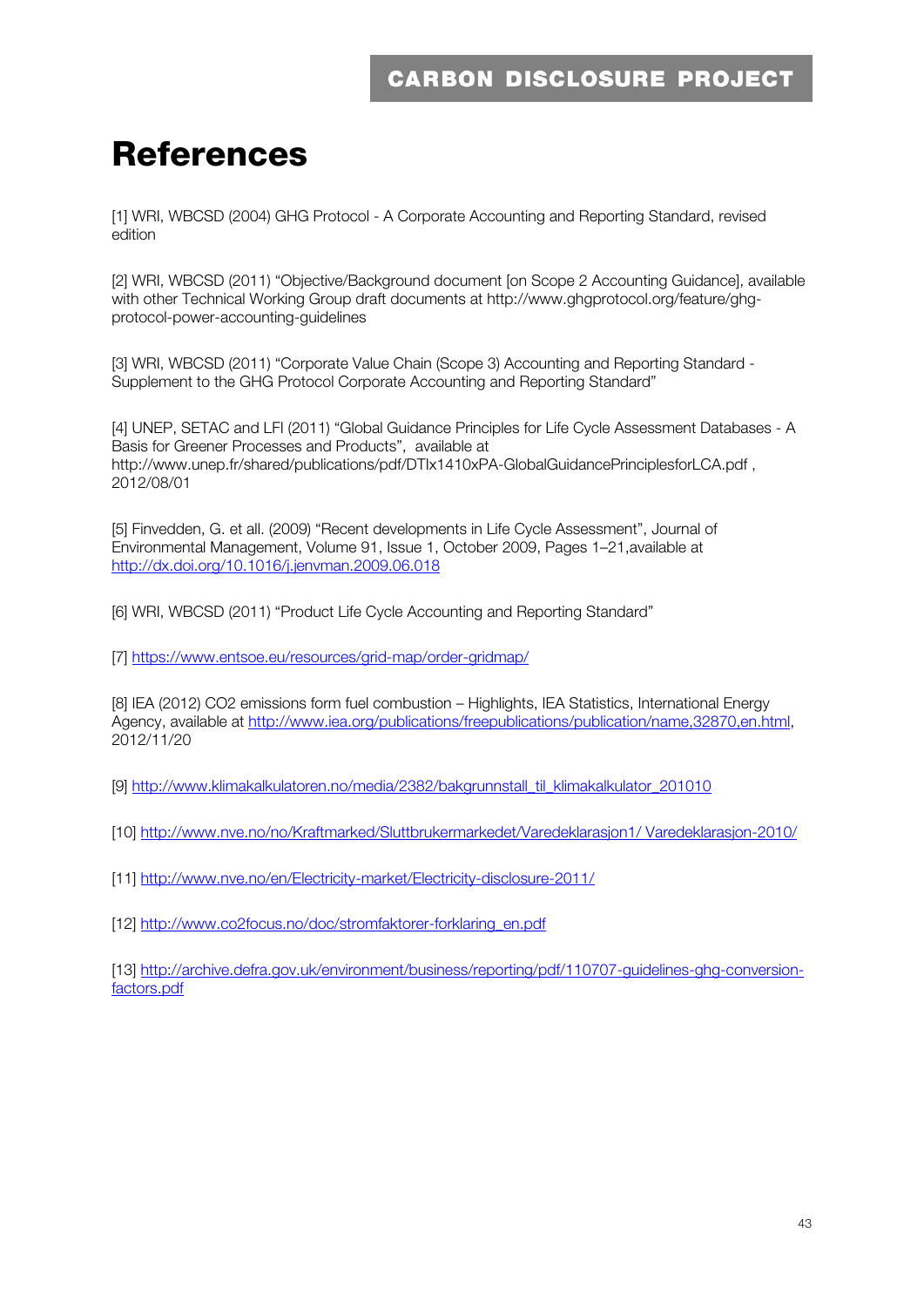# References

[1] WRI, WBCSD (2004) GHG Protocol - A Corporate Accounting and Reporting Standard, revised edition

[2] WRI, WBCSD (2011) "Objective/Background document [on Scope 2 Accounting Guidance], available with other Technical Working Group draft documents at http://www.ghgprotocol.org/feature/ghg-protocol-power-accounting-guidelines

[3] WRI, WBCSD (2011) "Corporate Value Chain (Scope 3) Accounting and Reporting Standard - Supplement to the GHG Protocol Corporate Accounting and Reporting Standard"

[4] UNEP, SETAC and LFI (2011) "Global Guidance Principles for Life Cycle Assessment Databases - A Basis for Greener Processes and Products", available at http://www.unep.fr/shared/publications/pdf/DTIx1410xPA-GlobalGuidancePrinciplesforLCA.pdf , 2012/08/01

[5] Finvedden, G. et all. (2009) "Recent developments in Life Cycle Assessment", Journal of Environmental Management, Volume 91, Issue 1, October 2009, Pages 1–21,available at http://dx.doi.org/10.1016/j.jenvman.2009.06.018

[6] WRI, WBCSD (2011) "Product Life Cycle Accounting and Reporting Standard"

[7] https://www.entsoe.eu/resources/grid-map/order-gridmap/

[8] IEA (2012) CO2 emissions form fuel combustion – Highlights, IEA Statistics, International Energy Agency, available at http://www.iea.org/publications/freepublications/publication/name,32870,en.html, 2012/11/20

[9] http://www.klimakalkulatoren.no/media/2382/bakgrunnstall_til_klimakalkulator_201010

[10] http://www.nve.no/no/Kraftmarked/Sluttbrukermarkedet/Varedeklarasjon1/ Varedeklarasjon-2010/

[11] http://www.nve.no/en/Electricity-market/Electricity-disclosure-2011/

[12] http://www.co2focus.no/doc/stromfaktorer-forklaring_en.pdf

[13] http://archive.defra.gov.uk/environment/business/reporting/pdf/110707-guidelines-ghg-conversion-factors.pdf